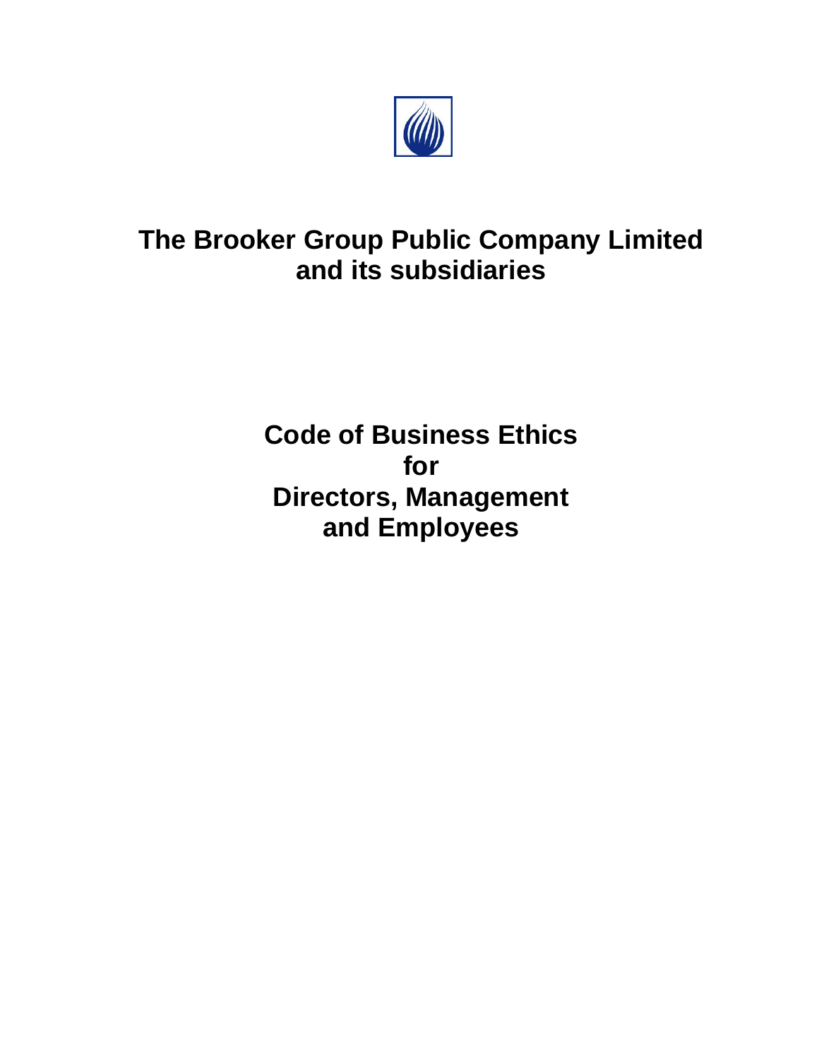# The Brooker Group Public Company Limited and its subsidiaries

## Code of Business Ethics for Directors, Management and Employees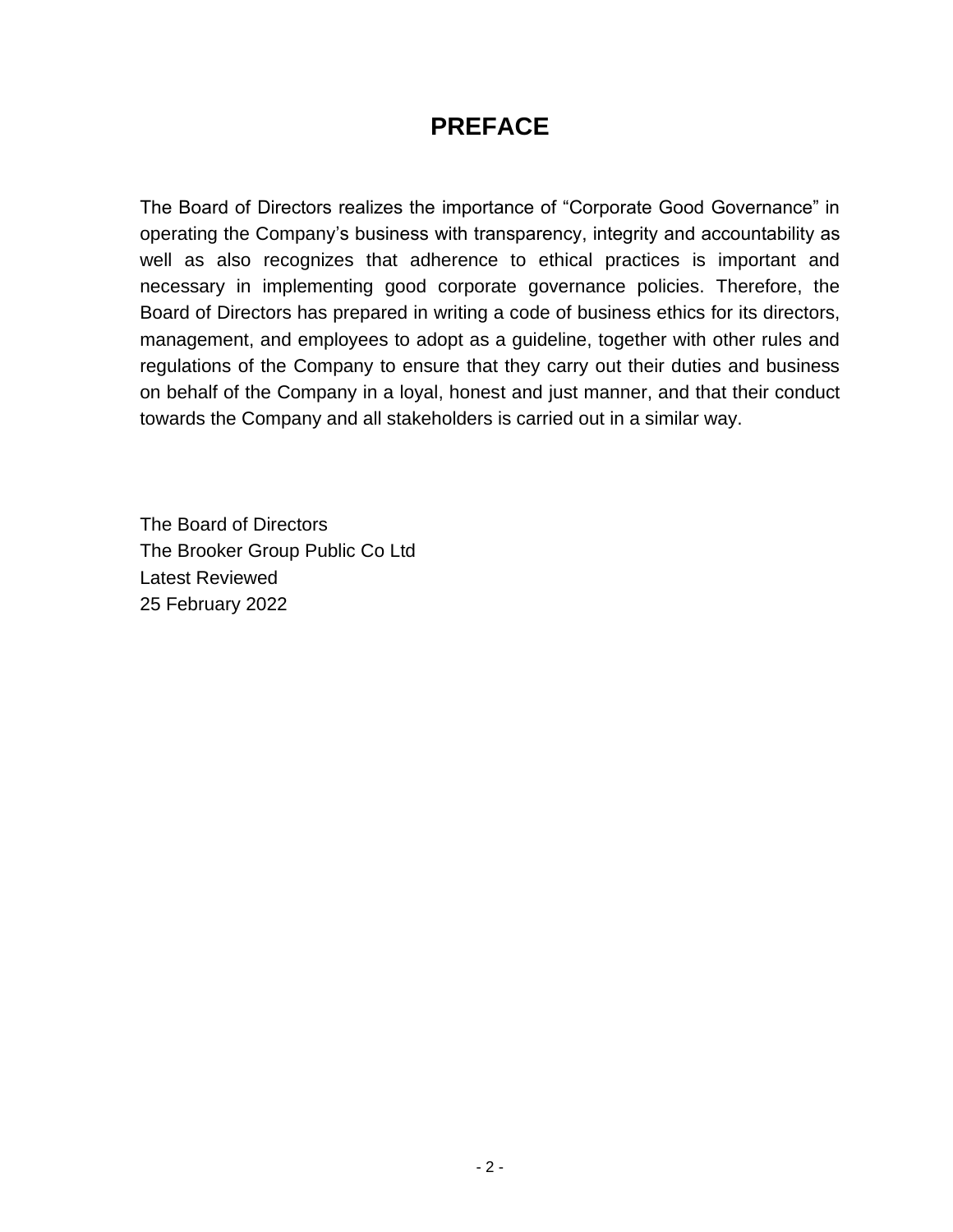# PREFACE

The Board of Directors realizes the importance of "Corporate Good Governance" in operating the Company's business with transparency, integrity and accountability as well as also recognizes that adherence to ethical practices is important and necessary in implementing good corporate governance policies. Therefore, the Board of Directors has prepared in writing a code of business ethics for its directors, management, and employees to adopt as a guideline, together with other rules and regulations of the Company to ensure that they carry out their duties and business on behalf of the Company in a loyal, honest and just manner, and that their conduct towards the Company and all stakeholders is carried out in a similar way.

The Board of Directors
The Brooker Group Public Co Ltd
Latest Reviewed
25 February 2022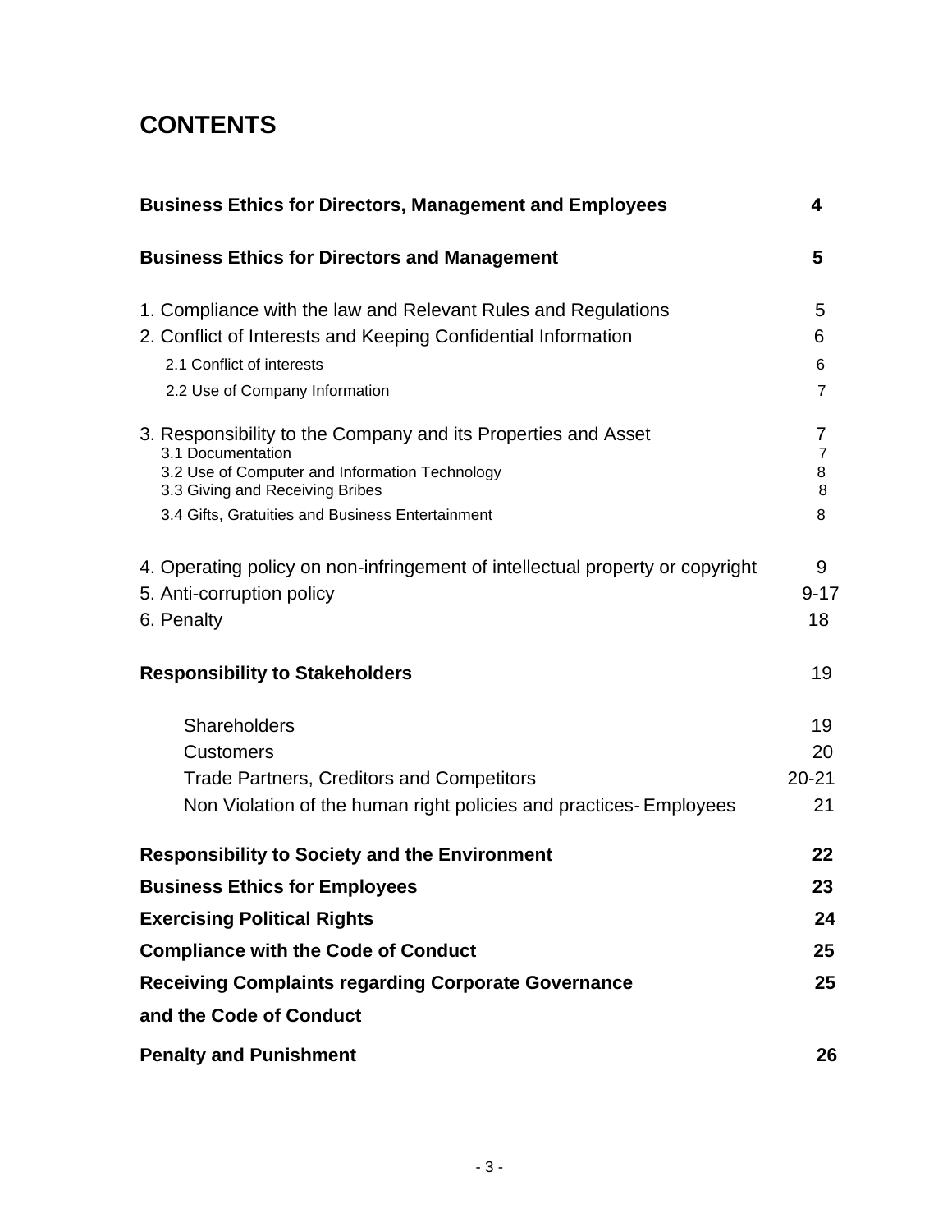# CONTENTS

| | |
|---|---|
| **Business Ethics for Directors, Management and Employees** | **4** |
| **Business Ethics for Directors and Management** | **5** |
| 1. Compliance with the law and Relevant Rules and Regulations | 5 |
| 2. Conflict of Interests and Keeping Confidential Information | 6 |
| 2.1 Conflict of interests | 6 |
| 2.2 Use of Company Information | 7 |
| 3. Responsibility to the Company and its Properties and Asset | 7 |
| 3.1 Documentation | 7 |
| 3.2 Use of Computer and Information Technology | 8 |
| 3.3 Giving and Receiving Bribes | 8 |
| 3.4 Gifts, Gratuities and Business Entertainment | 8 |
| 4. Operating policy on non-infringement of intellectual property or copyright | 9 |
| 5. Anti-corruption policy | 9-17 |
| 6. Penalty | 18 |
| **Responsibility to Stakeholders** | 19 |
| Shareholders | 19 |
| Customers | 20 |
| Trade Partners, Creditors and Competitors | 20-21 |
| Non Violation of the human right policies and practices- Employees | 21 |
| **Responsibility to Society and the Environment** | **22** |
| **Business Ethics for Employees** | **23** |
| **Exercising Political Rights** | **24** |
| **Compliance with the Code of Conduct** | **25** |
| **Receiving Complaints regarding Corporate Governance and the Code of Conduct** | **25** |
| **Penalty and Punishment** | **26** |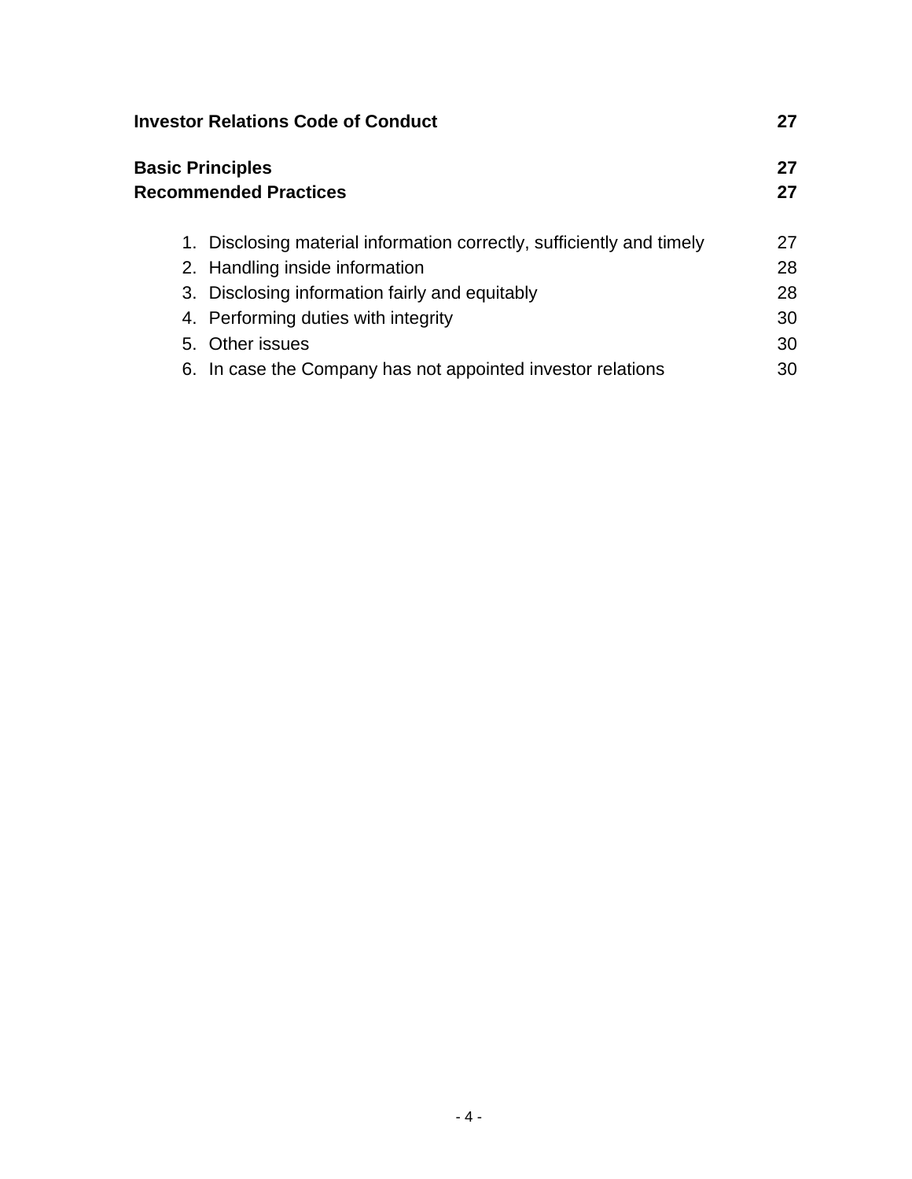| | |
|---|---|
| **Investor Relations Code of Conduct** | **27** |
| **Basic Principles** | **27** |
| **Recommended Practices** | **27** |
| 1. Disclosing material information correctly, sufficiently and timely | 27 |
| 2. Handling inside information | 28 |
| 3. Disclosing information fairly and equitably | 28 |
| 4. Performing duties with integrity | 30 |
| 5. Other issues | 30 |
| 6. In case the Company has not appointed investor relations | 30 |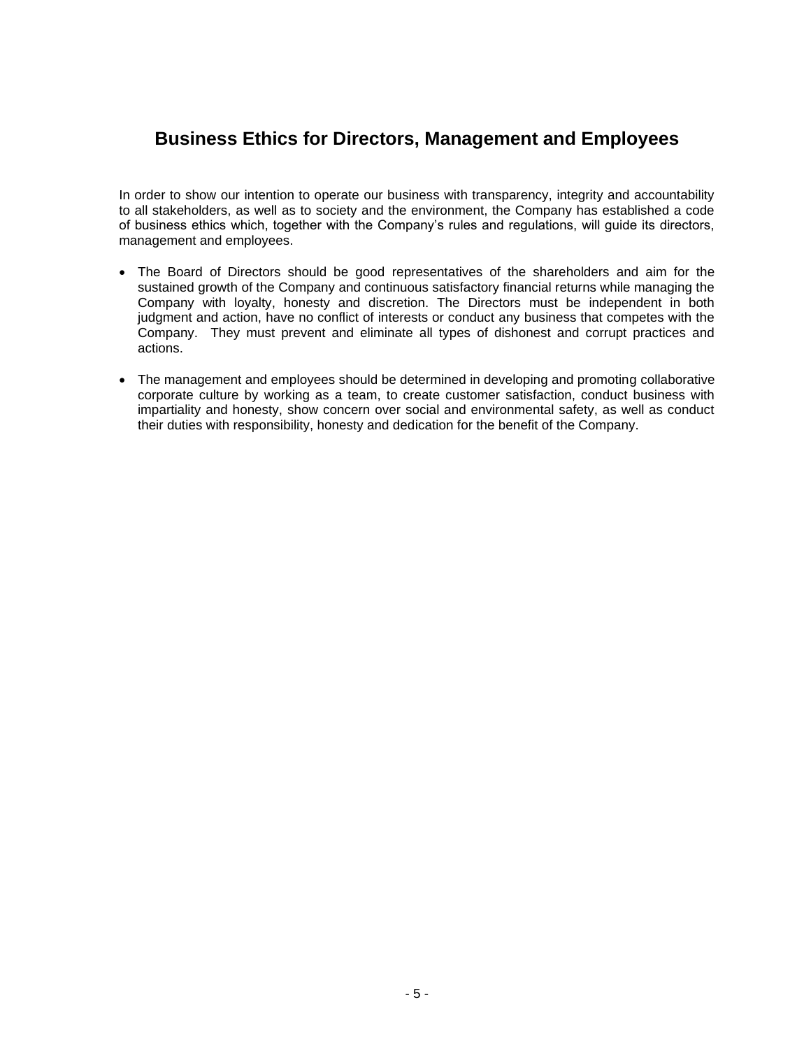# Business Ethics for Directors, Management and Employees

In order to show our intention to operate our business with transparency, integrity and accountability to all stakeholders, as well as to society and the environment, the Company has established a code of business ethics which, together with the Company's rules and regulations, will guide its directors, management and employees.

- The Board of Directors should be good representatives of the shareholders and aim for the sustained growth of the Company and continuous satisfactory financial returns while managing the Company with loyalty, honesty and discretion. The Directors must be independent in both judgment and action, have no conflict of interests or conduct any business that competes with the Company. They must prevent and eliminate all types of dishonest and corrupt practices and actions.

- The management and employees should be determined in developing and promoting collaborative corporate culture by working as a team, to create customer satisfaction, conduct business with impartiality and honesty, show concern over social and environmental safety, as well as conduct their duties with responsibility, honesty and dedication for the benefit of the Company.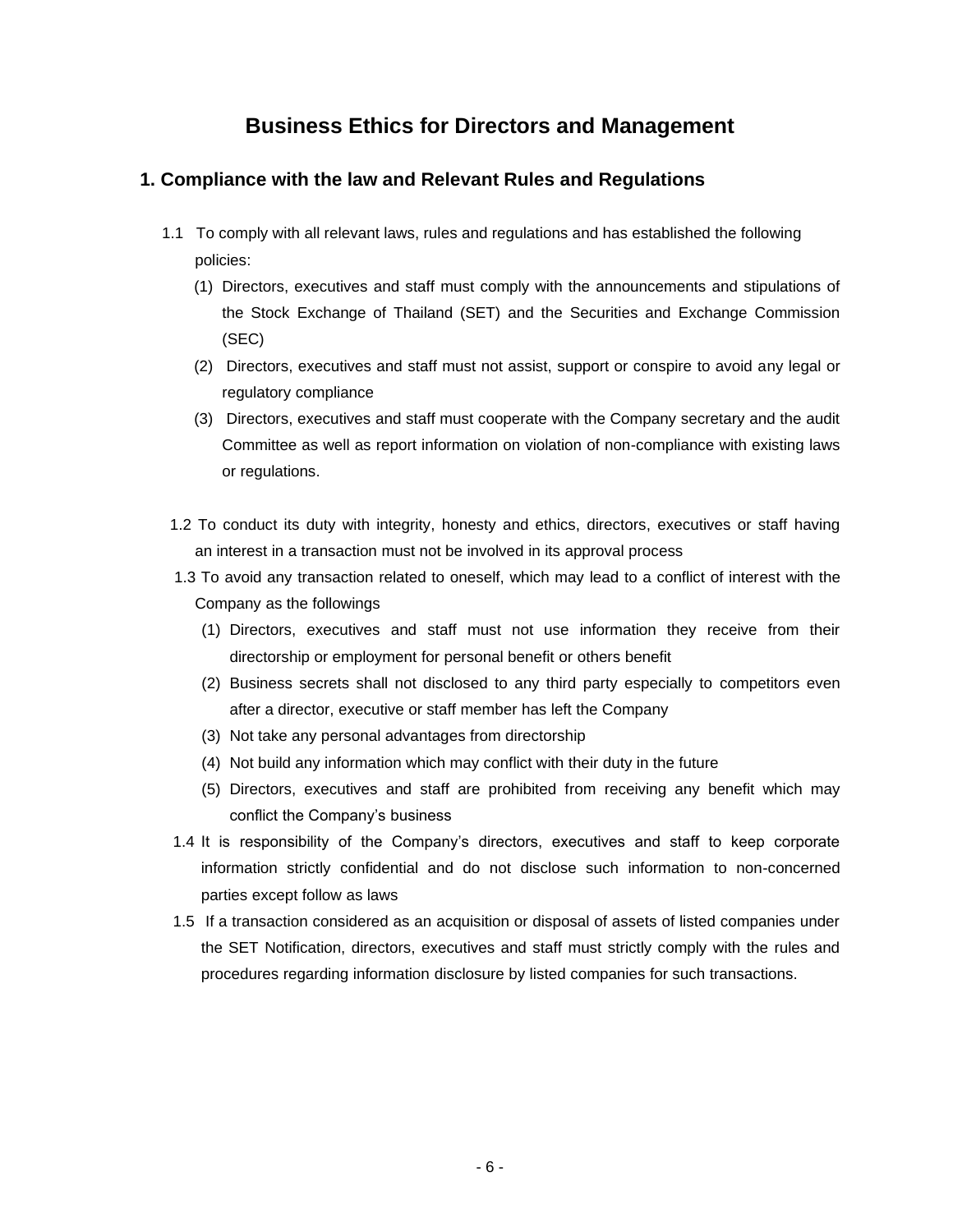# Business Ethics for Directors and Management

## 1. Compliance with the law and Relevant Rules and Regulations

1.1 To comply with all relevant laws, rules and regulations and has established the following policies:

(1) Directors, executives and staff must comply with the announcements and stipulations of the Stock Exchange of Thailand (SET) and the Securities and Exchange Commission (SEC)

(2) Directors, executives and staff must not assist, support or conspire to avoid any legal or regulatory compliance

(3) Directors, executives and staff must cooperate with the Company secretary and the audit Committee as well as report information on violation of non-compliance with existing laws or regulations.

1.2 To conduct its duty with integrity, honesty and ethics, directors, executives or staff having an interest in a transaction must not be involved in its approval process

1.3 To avoid any transaction related to oneself, which may lead to a conflict of interest with the Company as the followings

(1) Directors, executives and staff must not use information they receive from their directorship or employment for personal benefit or others benefit

(2) Business secrets shall not disclosed to any third party especially to competitors even after a director, executive or staff member has left the Company

(3) Not take any personal advantages from directorship

(4) Not build any information which may conflict with their duty in the future

(5) Directors, executives and staff are prohibited from receiving any benefit which may conflict the Company's business

1.4 It is responsibility of the Company's directors, executives and staff to keep corporate information strictly confidential and do not disclose such information to non-concerned parties except follow as laws

1.5 If a transaction considered as an acquisition or disposal of assets of listed companies under the SET Notification, directors, executives and staff must strictly comply with the rules and procedures regarding information disclosure by listed companies for such transactions.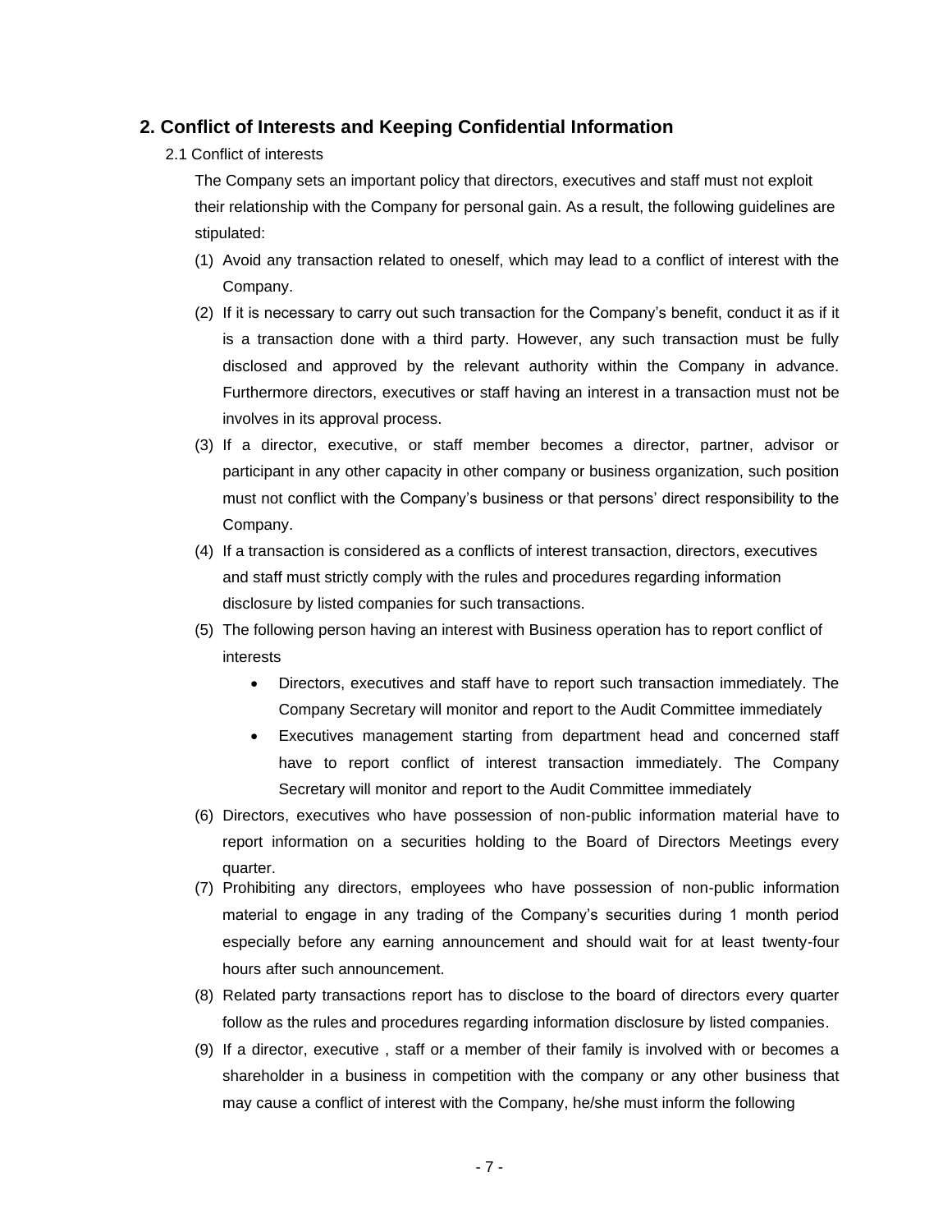## 2. Conflict of Interests and Keeping Confidential Information

### 2.1 Conflict of interests

The Company sets an important policy that directors, executives and staff must not exploit their relationship with the Company for personal gain. As a result, the following guidelines are stipulated:

(1) Avoid any transaction related to oneself, which may lead to a conflict of interest with the Company.

(2) If it is necessary to carry out such transaction for the Company's benefit, conduct it as if it is a transaction done with a third party. However, any such transaction must be fully disclosed and approved by the relevant authority within the Company in advance. Furthermore directors, executives or staff having an interest in a transaction must not be involves in its approval process.

(3) If a director, executive, or staff member becomes a director, partner, advisor or participant in any other capacity in other company or business organization, such position must not conflict with the Company's business or that persons' direct responsibility to the Company.

(4) If a transaction is considered as a conflicts of interest transaction, directors, executives and staff must strictly comply with the rules and procedures regarding information disclosure by listed companies for such transactions.

(5) The following person having an interest with Business operation has to report conflict of interests

- Directors, executives and staff have to report such transaction immediately. The Company Secretary will monitor and report to the Audit Committee immediately
- Executives management starting from department head and concerned staff have to report conflict of interest transaction immediately. The Company Secretary will monitor and report to the Audit Committee immediately

(6) Directors, executives who have possession of non-public information material have to report information on a securities holding to the Board of Directors Meetings every quarter.

(7) Prohibiting any directors, employees who have possession of non-public information material to engage in any trading of the Company's securities during 1 month period especially before any earning announcement and should wait for at least twenty-four hours after such announcement.

(8) Related party transactions report has to disclose to the board of directors every quarter follow as the rules and procedures regarding information disclosure by listed companies.

(9) If a director, executive , staff or a member of their family is involved with or becomes a shareholder in a business in competition with the company or any other business that may cause a conflict of interest with the Company, he/she must inform the following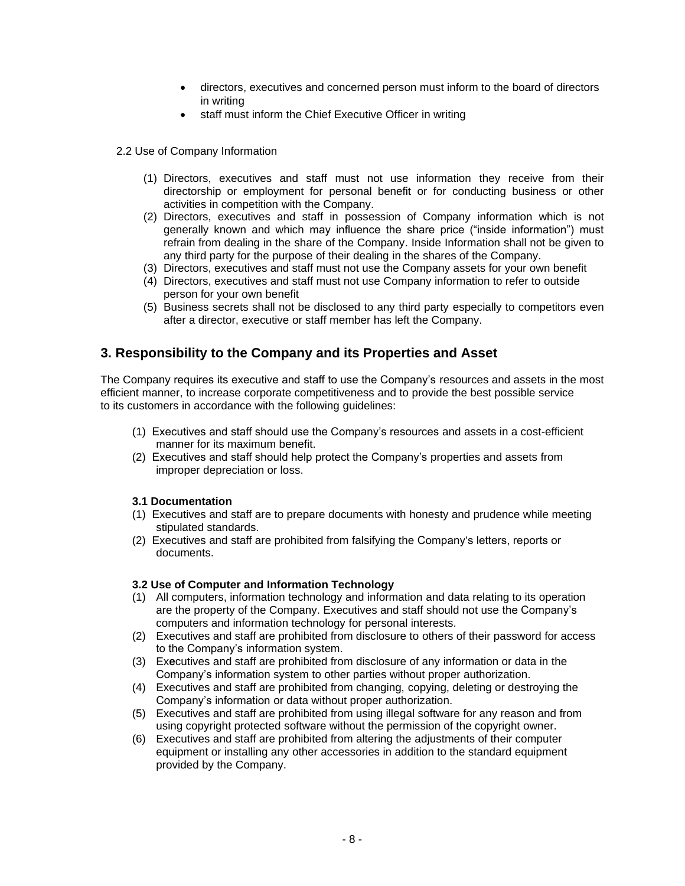- directors, executives and concerned person must inform to the board of directors in writing
- staff must inform the Chief Executive Officer in writing

2.2 Use of Company Information

(1) Directors, executives and staff must not use information they receive from their directorship or employment for personal benefit or for conducting business or other activities in competition with the Company.
(2) Directors, executives and staff in possession of Company information which is not generally known and which may influence the share price ("inside information") must refrain from dealing in the share of the Company. Inside Information shall not be given to any third party for the purpose of their dealing in the shares of the Company.
(3) Directors, executives and staff must not use the Company assets for your own benefit
(4) Directors, executives and staff must not use Company information to refer to outside person for your own benefit
(5) Business secrets shall not be disclosed to any third party especially to competitors even after a director, executive or staff member has left the Company.

## 3. Responsibility to the Company and its Properties and Asset

The Company requires its executive and staff to use the Company's resources and assets in the most efficient manner, to increase corporate competitiveness and to provide the best possible service to its customers in accordance with the following guidelines:

(1) Executives and staff should use the Company's resources and assets in a cost-efficient manner for its maximum benefit.
(2) Executives and staff should help protect the Company's properties and assets from improper depreciation or loss.

### 3.1 Documentation

(1) Executives and staff are to prepare documents with honesty and prudence while meeting stipulated standards.
(2) Executives and staff are prohibited from falsifying the Company's letters, reports or documents.

### 3.2 Use of Computer and Information Technology

(1) All computers, information technology and information and data relating to its operation are the property of the Company. Executives and staff should not use the Company's computers and information technology for personal interests.
(2) Executives and staff are prohibited from disclosure to others of their password for access to the Company's information system.
(3) Executives and staff are prohibited from disclosure of any information or data in the Company's information system to other parties without proper authorization.
(4) Executives and staff are prohibited from changing, copying, deleting or destroying the Company's information or data without proper authorization.
(5) Executives and staff are prohibited from using illegal software for any reason and from using copyright protected software without the permission of the copyright owner.
(6) Executives and staff are prohibited from altering the adjustments of their computer equipment or installing any other accessories in addition to the standard equipment provided by the Company.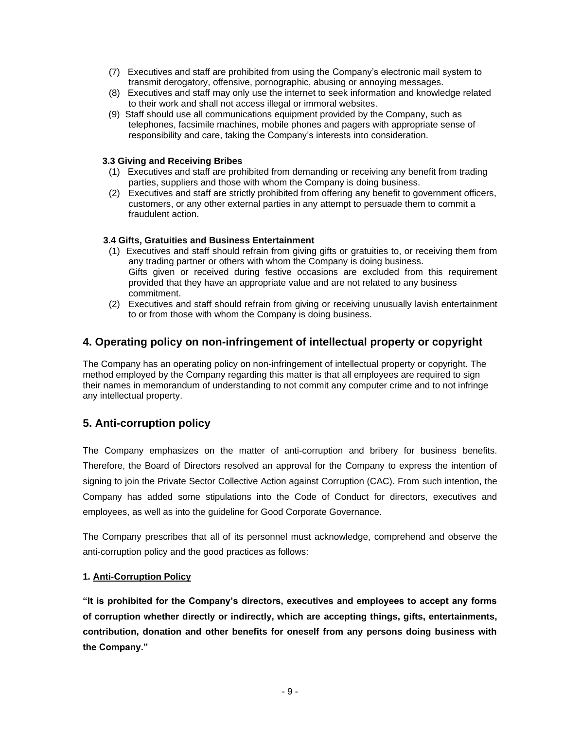(7) Executives and staff are prohibited from using the Company's electronic mail system to transmit derogatory, offensive, pornographic, abusing or annoying messages.

(8) Executives and staff may only use the internet to seek information and knowledge related to their work and shall not access illegal or immoral websites.

(9) Staff should use all communications equipment provided by the Company, such as telephones, facsimile machines, mobile phones and pagers with appropriate sense of responsibility and care, taking the Company's interests into consideration.

**3.3 Giving and Receiving Bribes**

(1) Executives and staff are prohibited from demanding or receiving any benefit from trading parties, suppliers and those with whom the Company is doing business.

(2) Executives and staff are strictly prohibited from offering any benefit to government officers, customers, or any other external parties in any attempt to persuade them to commit a fraudulent action.

**3.4 Gifts, Gratuities and Business Entertainment**

(1) Executives and staff should refrain from giving gifts or gratuities to, or receiving them from any trading partner or others with whom the Company is doing business.
Gifts given or received during festive occasions are excluded from this requirement provided that they have an appropriate value and are not related to any business commitment.

(2) Executives and staff should refrain from giving or receiving unusually lavish entertainment to or from those with whom the Company is doing business.

## 4. Operating policy on non-infringement of intellectual property or copyright

The Company has an operating policy on non-infringement of intellectual property or copyright. The method employed by the Company regarding this matter is that all employees are required to sign their names in memorandum of understanding to not commit any computer crime and to not infringe any intellectual property.

## 5. Anti-corruption policy

The Company emphasizes on the matter of anti-corruption and bribery for business benefits. Therefore, the Board of Directors resolved an approval for the Company to express the intention of signing to join the Private Sector Collective Action against Corruption (CAC). From such intention, the Company has added some stipulations into the Code of Conduct for directors, executives and employees, as well as into the guideline for Good Corporate Governance.

The Company prescribes that all of its personnel must acknowledge, comprehend and observe the anti-corruption policy and the good practices as follows:

**1. <u>Anti-Corruption Policy</u>**

**"It is prohibited for the Company's directors, executives and employees to accept any forms of corruption whether directly or indirectly, which are accepting things, gifts, entertainments, contribution, donation and other benefits for oneself from any persons doing business with the Company."**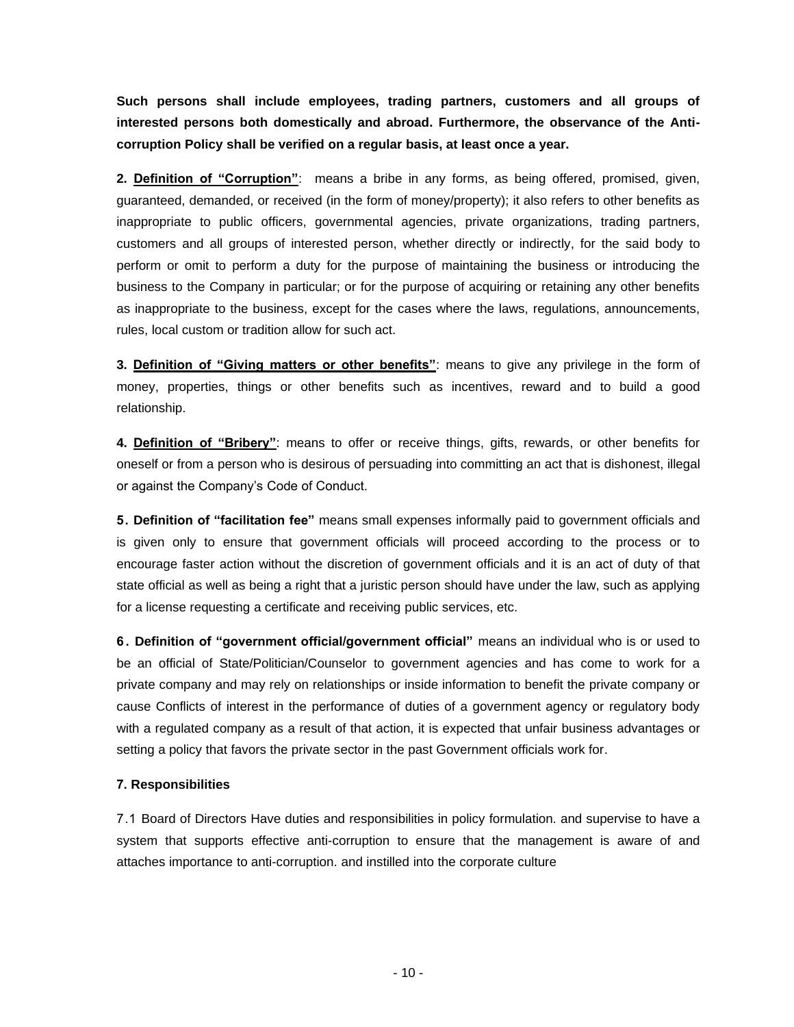**Such persons shall include employees, trading partners, customers and all groups of interested persons both domestically and abroad. Furthermore, the observance of the Anti-corruption Policy shall be verified on a regular basis, at least once a year.**

**2. <u>Definition of "Corruption"</u>**: means a bribe in any forms, as being offered, promised, given, guaranteed, demanded, or received (in the form of money/property); it also refers to other benefits as inappropriate to public officers, governmental agencies, private organizations, trading partners, customers and all groups of interested person, whether directly or indirectly, for the said body to perform or omit to perform a duty for the purpose of maintaining the business or introducing the business to the Company in particular; or for the purpose of acquiring or retaining any other benefits as inappropriate to the business, except for the cases where the laws, regulations, announcements, rules, local custom or tradition allow for such act.

**3. <u>Definition of "Giving matters or other benefits"</u>**: means to give any privilege in the form of money, properties, things or other benefits such as incentives, reward and to build a good relationship.

**4. <u>Definition of "Bribery"</u>**: means to offer or receive things, gifts, rewards, or other benefits for oneself or from a person who is desirous of persuading into committing an act that is dishonest, illegal or against the Company's Code of Conduct.

**5. Definition of "facilitation fee"** means small expenses informally paid to government officials and is given only to ensure that government officials will proceed according to the process or to encourage faster action without the discretion of government officials and it is an act of duty of that state official as well as being a right that a juristic person should have under the law, such as applying for a license requesting a certificate and receiving public services, etc.

**6. Definition of "government official/government official"** means an individual who is or used to be an official of State/Politician/Counselor to government agencies and has come to work for a private company and may rely on relationships or inside information to benefit the private company or cause Conflicts of interest in the performance of duties of a government agency or regulatory body with a regulated company as a result of that action, it is expected that unfair business advantages or setting a policy that favors the private sector in the past Government officials work for.

**7. Responsibilities**

7.1 Board of Directors Have duties and responsibilities in policy formulation. and supervise to have a system that supports effective anti-corruption to ensure that the management is aware of and attaches importance to anti-corruption. and instilled into the corporate culture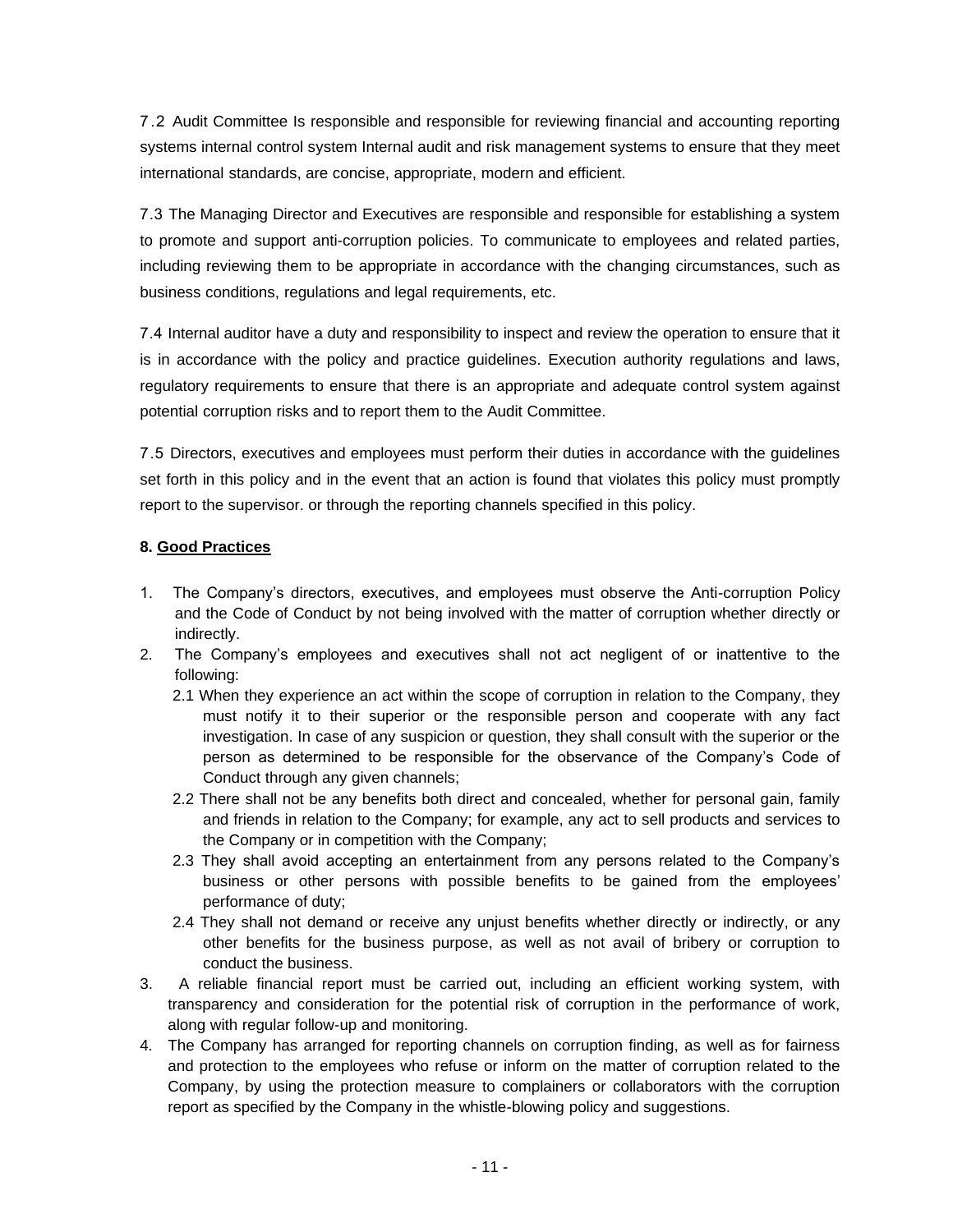7.2 Audit Committee Is responsible and responsible for reviewing financial and accounting reporting systems internal control system Internal audit and risk management systems to ensure that they meet international standards, are concise, appropriate, modern and efficient.

7.3 The Managing Director and Executives are responsible and responsible for establishing a system to promote and support anti-corruption policies. To communicate to employees and related parties, including reviewing them to be appropriate in accordance with the changing circumstances, such as business conditions, regulations and legal requirements, etc.

7.4 Internal auditor have a duty and responsibility to inspect and review the operation to ensure that it is in accordance with the policy and practice guidelines. Execution authority regulations and laws, regulatory requirements to ensure that there is an appropriate and adequate control system against potential corruption risks and to report them to the Audit Committee.

7.5 Directors, executives and employees must perform their duties in accordance with the guidelines set forth in this policy and in the event that an action is found that violates this policy must promptly report to the supervisor. or through the reporting channels specified in this policy.

**8. <u>Good Practices</u>**

1. The Company's directors, executives, and employees must observe the Anti-corruption Policy and the Code of Conduct by not being involved with the matter of corruption whether directly or indirectly.
2. The Company's employees and executives shall not act negligent of or inattentive to the following:
   - 2.1 When they experience an act within the scope of corruption in relation to the Company, they must notify it to their superior or the responsible person and cooperate with any fact investigation. In case of any suspicion or question, they shall consult with the superior or the person as determined to be responsible for the observance of the Company's Code of Conduct through any given channels;
   - 2.2 There shall not be any benefits both direct and concealed, whether for personal gain, family and friends in relation to the Company; for example, any act to sell products and services to the Company or in competition with the Company;
   - 2.3 They shall avoid accepting an entertainment from any persons related to the Company's business or other persons with possible benefits to be gained from the employees' performance of duty;
   - 2.4 They shall not demand or receive any unjust benefits whether directly or indirectly, or any other benefits for the business purpose, as well as not avail of bribery or corruption to conduct the business.
3. A reliable financial report must be carried out, including an efficient working system, with transparency and consideration for the potential risk of corruption in the performance of work, along with regular follow-up and monitoring.
4. The Company has arranged for reporting channels on corruption finding, as well as for fairness and protection to the employees who refuse or inform on the matter of corruption related to the Company, by using the protection measure to complainers or collaborators with the corruption report as specified by the Company in the whistle-blowing policy and suggestions.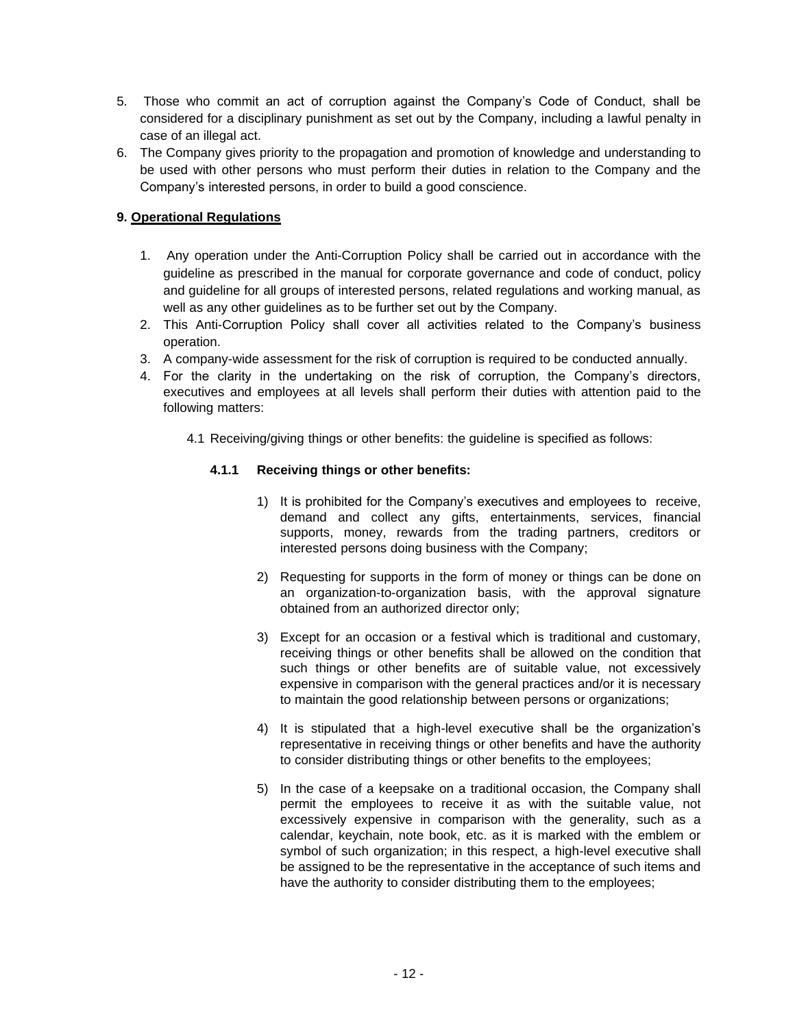5. Those who commit an act of corruption against the Company's Code of Conduct, shall be considered for a disciplinary punishment as set out by the Company, including a lawful penalty in case of an illegal act.
6. The Company gives priority to the propagation and promotion of knowledge and understanding to be used with other persons who must perform their duties in relation to the Company and the Company's interested persons, in order to build a good conscience.

## 9. Operational Regulations

1. Any operation under the Anti-Corruption Policy shall be carried out in accordance with the guideline as prescribed in the manual for corporate governance and code of conduct, policy and guideline for all groups of interested persons, related regulations and working manual, as well as any other guidelines as to be further set out by the Company.
2. This Anti-Corruption Policy shall cover all activities related to the Company's business operation.
3. A company-wide assessment for the risk of corruption is required to be conducted annually.
4. For the clarity in the undertaking on the risk of corruption, the Company's directors, executives and employees at all levels shall perform their duties with attention paid to the following matters:

   4.1 Receiving/giving things or other benefits: the guideline is specified as follows:

   **4.1.1 Receiving things or other benefits:**

   1) It is prohibited for the Company's executives and employees to receive, demand and collect any gifts, entertainments, services, financial supports, money, rewards from the trading partners, creditors or interested persons doing business with the Company;

   2) Requesting for supports in the form of money or things can be done on an organization-to-organization basis, with the approval signature obtained from an authorized director only;

   3) Except for an occasion or a festival which is traditional and customary, receiving things or other benefits shall be allowed on the condition that such things or other benefits are of suitable value, not excessively expensive in comparison with the general practices and/or it is necessary to maintain the good relationship between persons or organizations;

   4) It is stipulated that a high-level executive shall be the organization's representative in receiving things or other benefits and have the authority to consider distributing things or other benefits to the employees;

   5) In the case of a keepsake on a traditional occasion, the Company shall permit the employees to receive it as with the suitable value, not excessively expensive in comparison with the generality, such as a calendar, keychain, note book, etc. as it is marked with the emblem or symbol of such organization; in this respect, a high-level executive shall be assigned to be the representative in the acceptance of such items and have the authority to consider distributing them to the employees;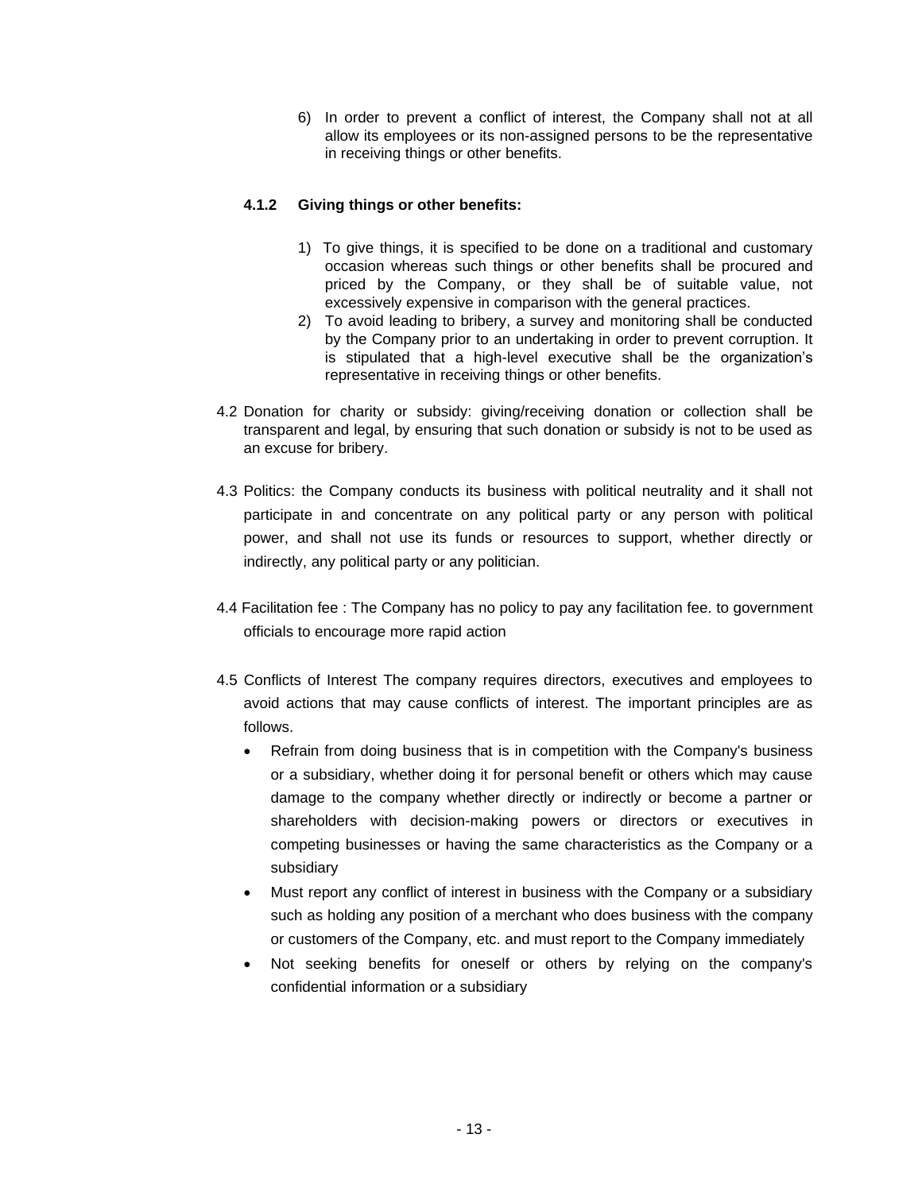6) In order to prevent a conflict of interest, the Company shall not at all allow its employees or its non-assigned persons to be the representative in receiving things or other benefits.

#### 4.1.2 Giving things or other benefits:

1) To give things, it is specified to be done on a traditional and customary occasion whereas such things or other benefits shall be procured and priced by the Company, or they shall be of suitable value, not excessively expensive in comparison with the general practices.
2) To avoid leading to bribery, a survey and monitoring shall be conducted by the Company prior to an undertaking in order to prevent corruption. It is stipulated that a high-level executive shall be the organization's representative in receiving things or other benefits.

4.2 Donation for charity or subsidy: giving/receiving donation or collection shall be transparent and legal, by ensuring that such donation or subsidy is not to be used as an excuse for bribery.

4.3 Politics: the Company conducts its business with political neutrality and it shall not participate in and concentrate on any political party or any person with political power, and shall not use its funds or resources to support, whether directly or indirectly, any political party or any politician.

4.4 Facilitation fee : The Company has no policy to pay any facilitation fee. to government officials to encourage more rapid action

4.5 Conflicts of Interest The company requires directors, executives and employees to avoid actions that may cause conflicts of interest. The important principles are as follows.

- Refrain from doing business that is in competition with the Company's business or a subsidiary, whether doing it for personal benefit or others which may cause damage to the company whether directly or indirectly or become a partner or shareholders with decision-making powers or directors or executives in competing businesses or having the same characteristics as the Company or a subsidiary
- Must report any conflict of interest in business with the Company or a subsidiary such as holding any position of a merchant who does business with the company or customers of the Company, etc. and must report to the Company immediately
- Not seeking benefits for oneself or others by relying on the company's confidential information or a subsidiary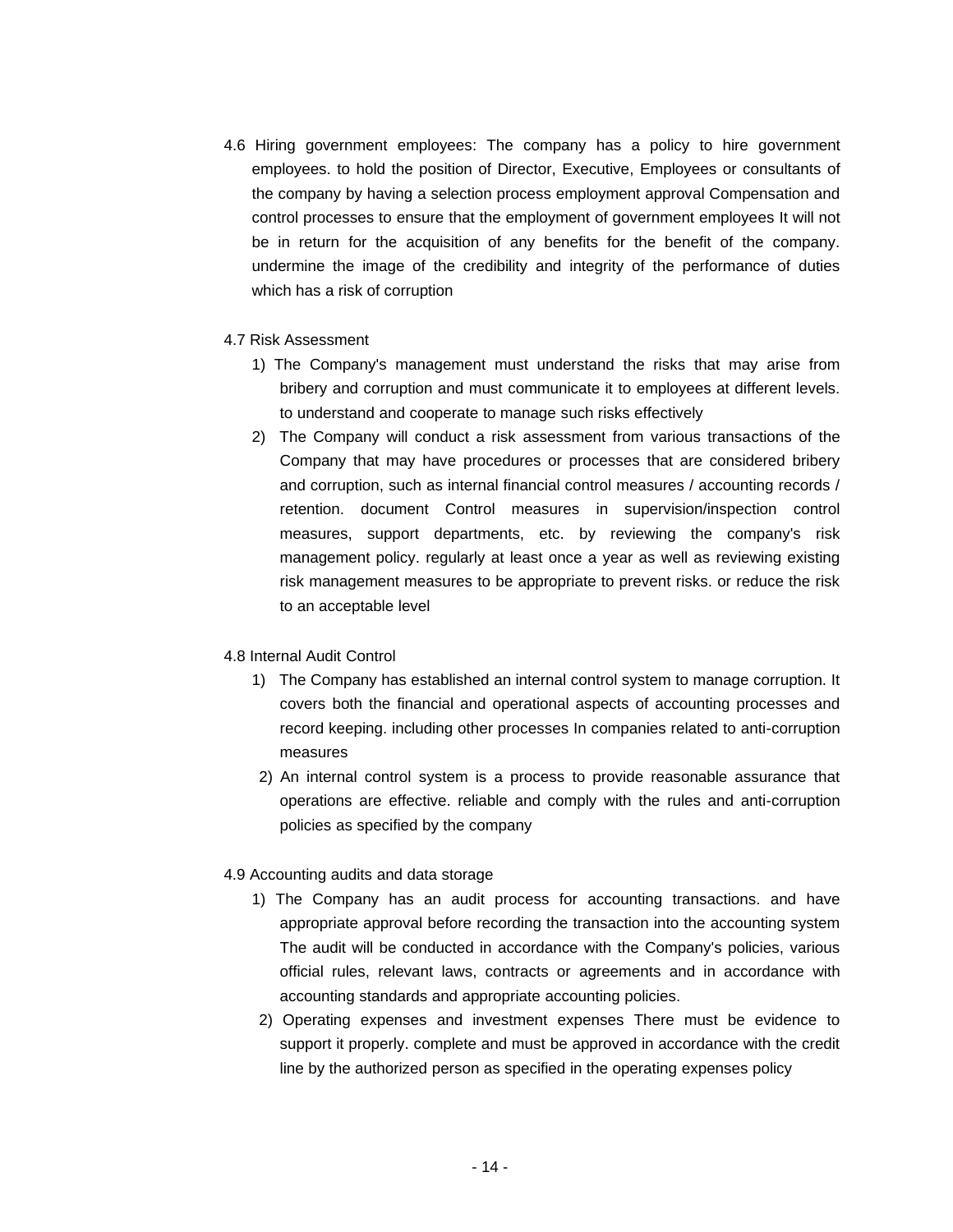4.6 Hiring government employees: The company has a policy to hire government employees. to hold the position of Director, Executive, Employees or consultants of the company by having a selection process employment approval Compensation and control processes to ensure that the employment of government employees It will not be in return for the acquisition of any benefits for the benefit of the company. undermine the image of the credibility and integrity of the performance of duties which has a risk of corruption

4.7 Risk Assessment

1) The Company's management must understand the risks that may arise from bribery and corruption and must communicate it to employees at different levels. to understand and cooperate to manage such risks effectively
2) The Company will conduct a risk assessment from various transactions of the Company that may have procedures or processes that are considered bribery and corruption, such as internal financial control measures / accounting records / retention. document Control measures in supervision/inspection control measures, support departments, etc. by reviewing the company's risk management policy. regularly at least once a year as well as reviewing existing risk management measures to be appropriate to prevent risks. or reduce the risk to an acceptable level

4.8 Internal Audit Control

1) The Company has established an internal control system to manage corruption. It covers both the financial and operational aspects of accounting processes and record keeping. including other processes In companies related to anti-corruption measures
2) An internal control system is a process to provide reasonable assurance that operations are effective. reliable and comply with the rules and anti-corruption policies as specified by the company

4.9 Accounting audits and data storage

1) The Company has an audit process for accounting transactions. and have appropriate approval before recording the transaction into the accounting system The audit will be conducted in accordance with the Company's policies, various official rules, relevant laws, contracts or agreements and in accordance with accounting standards and appropriate accounting policies.
2) Operating expenses and investment expenses There must be evidence to support it properly. complete and must be approved in accordance with the credit line by the authorized person as specified in the operating expenses policy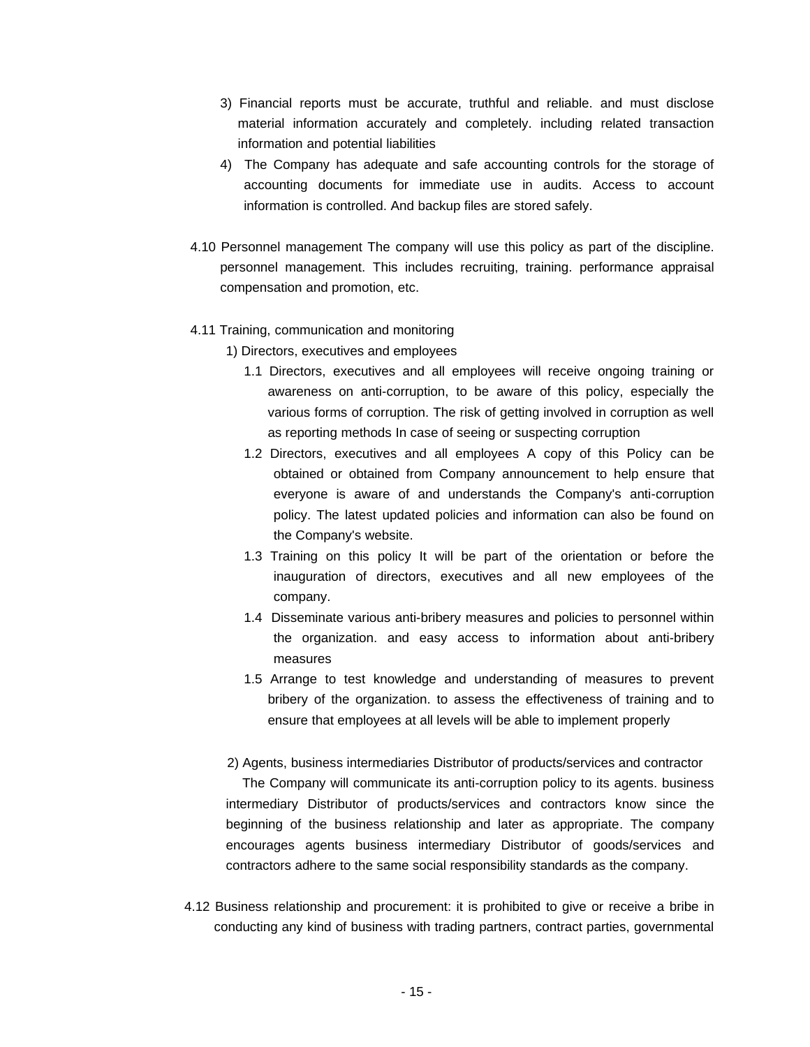3) Financial reports must be accurate, truthful and reliable. and must disclose material information accurately and completely. including related transaction information and potential liabilities

4) The Company has adequate and safe accounting controls for the storage of accounting documents for immediate use in audits. Access to account information is controlled. And backup files are stored safely.

4.10 Personnel management The company will use this policy as part of the discipline. personnel management. This includes recruiting, training. performance appraisal compensation and promotion, etc.

4.11 Training, communication and monitoring

1) Directors, executives and employees

1.1 Directors, executives and all employees will receive ongoing training or awareness on anti-corruption, to be aware of this policy, especially the various forms of corruption. The risk of getting involved in corruption as well as reporting methods In case of seeing or suspecting corruption

1.2 Directors, executives and all employees A copy of this Policy can be obtained or obtained from Company announcement to help ensure that everyone is aware of and understands the Company's anti-corruption policy. The latest updated policies and information can also be found on the Company's website.

1.3 Training on this policy It will be part of the orientation or before the inauguration of directors, executives and all new employees of the company.

1.4 Disseminate various anti-bribery measures and policies to personnel within the organization. and easy access to information about anti-bribery measures

1.5 Arrange to test knowledge and understanding of measures to prevent bribery of the organization. to assess the effectiveness of training and to ensure that employees at all levels will be able to implement properly

2) Agents, business intermediaries Distributor of products/services and contractor

The Company will communicate its anti-corruption policy to its agents. business intermediary Distributor of products/services and contractors know since the beginning of the business relationship and later as appropriate. The company encourages agents business intermediary Distributor of goods/services and contractors adhere to the same social responsibility standards as the company.

4.12 Business relationship and procurement: it is prohibited to give or receive a bribe in conducting any kind of business with trading partners, contract parties, governmental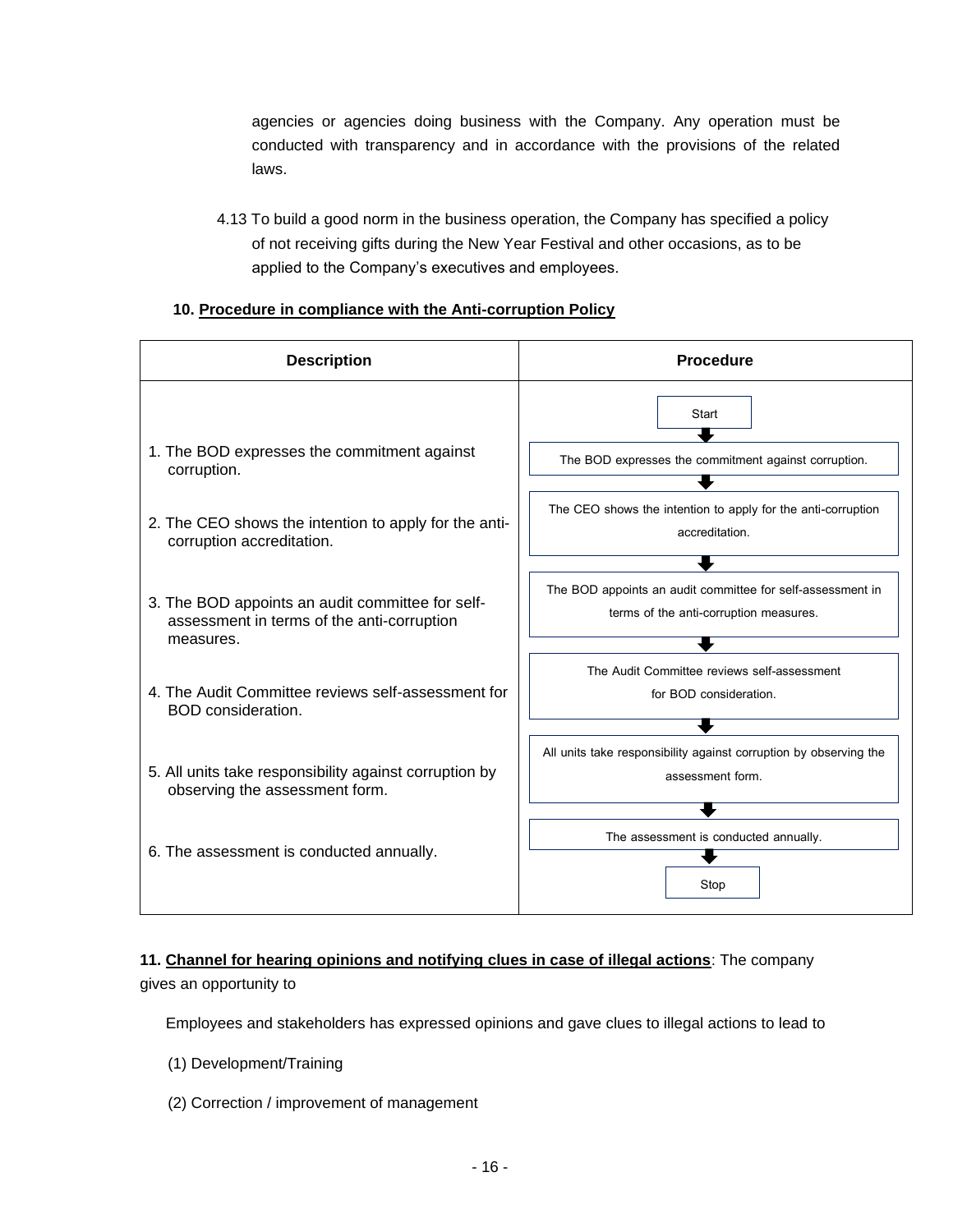agencies or agencies doing business with the Company. Any operation must be conducted with transparency and in accordance with the provisions of the related laws.

4.13 To build a good norm in the business operation, the Company has specified a policy of not receiving gifts during the New Year Festival and other occasions, as to be applied to the Company's executives and employees.

**10. Procedure in compliance with the Anti-corruption Policy**

| Description | Procedure |
|---|---|
| | Start |
| 1. The BOD expresses the commitment against corruption. | The BOD expresses the commitment against corruption. |
| 2. The CEO shows the intention to apply for the anti-corruption accreditation. | The CEO shows the intention to apply for the anti-corruption accreditation. |
| 3. The BOD appoints an audit committee for self-assessment in terms of the anti-corruption measures. | The BOD appoints an audit committee for self-assessment in terms of the anti-corruption measures. |
| 4. The Audit Committee reviews self-assessment for BOD consideration. | The Audit Committee reviews self-assessment for BOD consideration. |
| 5. All units take responsibility against corruption by observing the assessment form. | All units take responsibility against corruption by observing the assessment form. |
| 6. The assessment is conducted annually. | The assessment is conducted annually. |
| | Stop |

**11. Channel for hearing opinions and notifying clues in case of illegal actions**: The company gives an opportunity to

Employees and stakeholders has expressed opinions and gave clues to illegal actions to lead to

(1) Development/Training

(2) Correction / improvement of management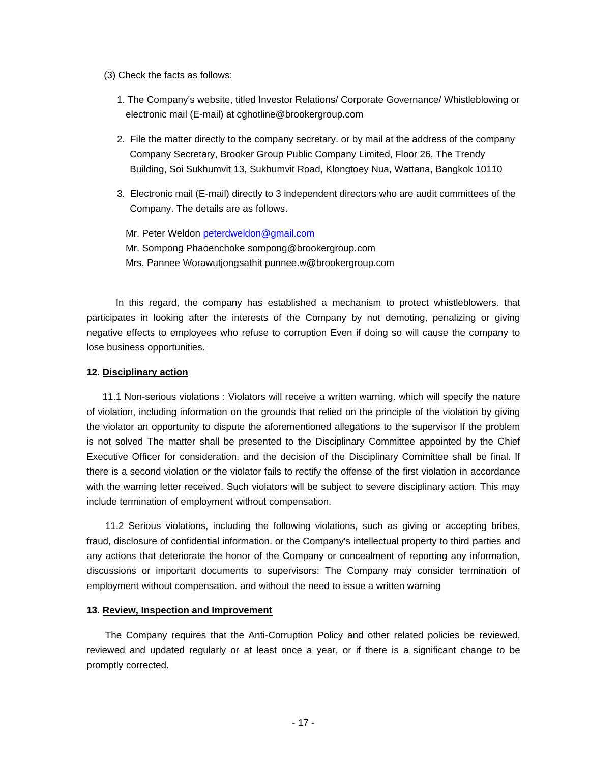(3) Check the facts as follows:

1. The Company's website, titled Investor Relations/ Corporate Governance/ Whistleblowing or electronic mail (E-mail) at cghotline@brookergroup.com

2. File the matter directly to the company secretary. or by mail at the address of the company Company Secretary, Brooker Group Public Company Limited, Floor 26, The Trendy Building, Soi Sukhumvit 13, Sukhumvit Road, Klongtoey Nua, Wattana, Bangkok 10110

3. Electronic mail (E-mail) directly to 3 independent directors who are audit committees of the Company. The details are as follows.

   Mr. Peter Weldon peterdweldon@gmail.com
   Mr. Sompong Phaoenchoke sompong@brookergroup.com
   Mrs. Pannee Worawutjongsathit punnee.w@brookergroup.com

In this regard, the company has established a mechanism to protect whistleblowers. that participates in looking after the interests of the Company by not demoting, penalizing or giving negative effects to employees who refuse to corruption Even if doing so will cause the company to lose business opportunities.

**12. Disciplinary action**

11.1 Non-serious violations : Violators will receive a written warning. which will specify the nature of violation, including information on the grounds that relied on the principle of the violation by giving the violator an opportunity to dispute the aforementioned allegations to the supervisor If the problem is not solved The matter shall be presented to the Disciplinary Committee appointed by the Chief Executive Officer for consideration. and the decision of the Disciplinary Committee shall be final. If there is a second violation or the violator fails to rectify the offense of the first violation in accordance with the warning letter received. Such violators will be subject to severe disciplinary action. This may include termination of employment without compensation.

11.2 Serious violations, including the following violations, such as giving or accepting bribes, fraud, disclosure of confidential information. or the Company's intellectual property to third parties and any actions that deteriorate the honor of the Company or concealment of reporting any information, discussions or important documents to supervisors: The Company may consider termination of employment without compensation. and without the need to issue a written warning

**13. Review, Inspection and Improvement**

The Company requires that the Anti-Corruption Policy and other related policies be reviewed, reviewed and updated regularly or at least once a year, or if there is a significant change to be promptly corrected.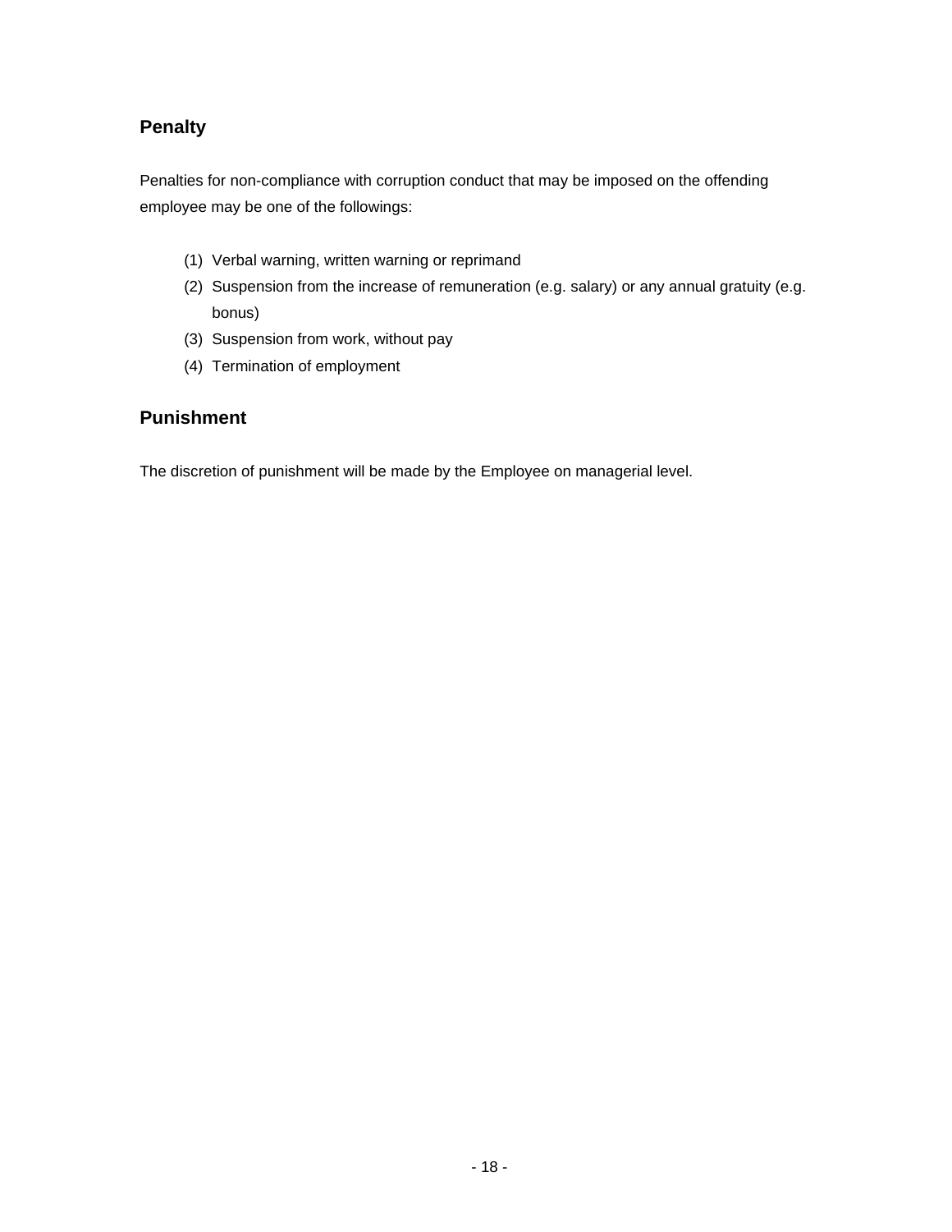## Penalty

Penalties for non-compliance with corruption conduct that may be imposed on the offending employee may be one of the followings:

(1) Verbal warning, written warning or reprimand
(2) Suspension from the increase of remuneration (e.g. salary) or any annual gratuity (e.g. bonus)
(3) Suspension from work, without pay
(4) Termination of employment

## Punishment

The discretion of punishment will be made by the Employee on managerial level.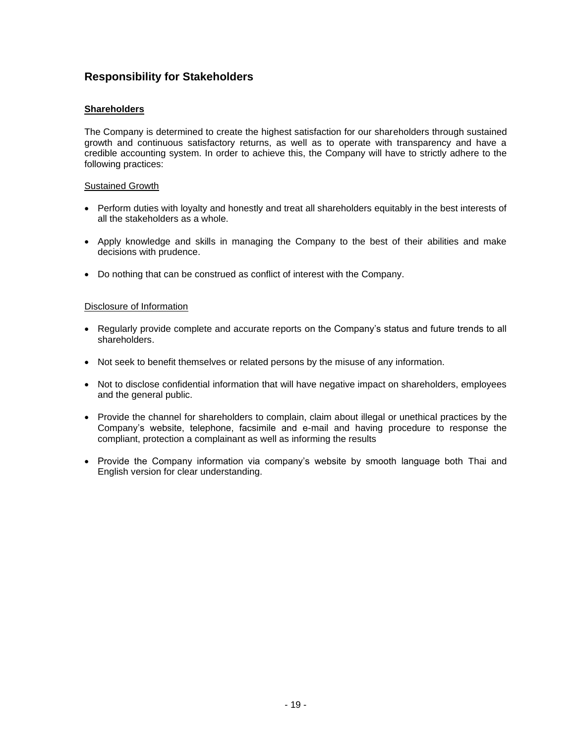## Responsibility for Stakeholders

### Shareholders

The Company is determined to create the highest satisfaction for our shareholders through sustained growth and continuous satisfactory returns, as well as to operate with transparency and have a credible accounting system. In order to achieve this, the Company will have to strictly adhere to the following practices:

Sustained Growth

- Perform duties with loyalty and honestly and treat all shareholders equitably in the best interests of all the stakeholders as a whole.
- Apply knowledge and skills in managing the Company to the best of their abilities and make decisions with prudence.
- Do nothing that can be construed as conflict of interest with the Company.

Disclosure of Information

- Regularly provide complete and accurate reports on the Company's status and future trends to all shareholders.
- Not seek to benefit themselves or related persons by the misuse of any information.
- Not to disclose confidential information that will have negative impact on shareholders, employees and the general public.
- Provide the channel for shareholders to complain, claim about illegal or unethical practices by the Company's website, telephone, facsimile and e-mail and having procedure to response the compliant, protection a complainant as well as informing the results
- Provide the Company information via company's website by smooth language both Thai and English version for clear understanding.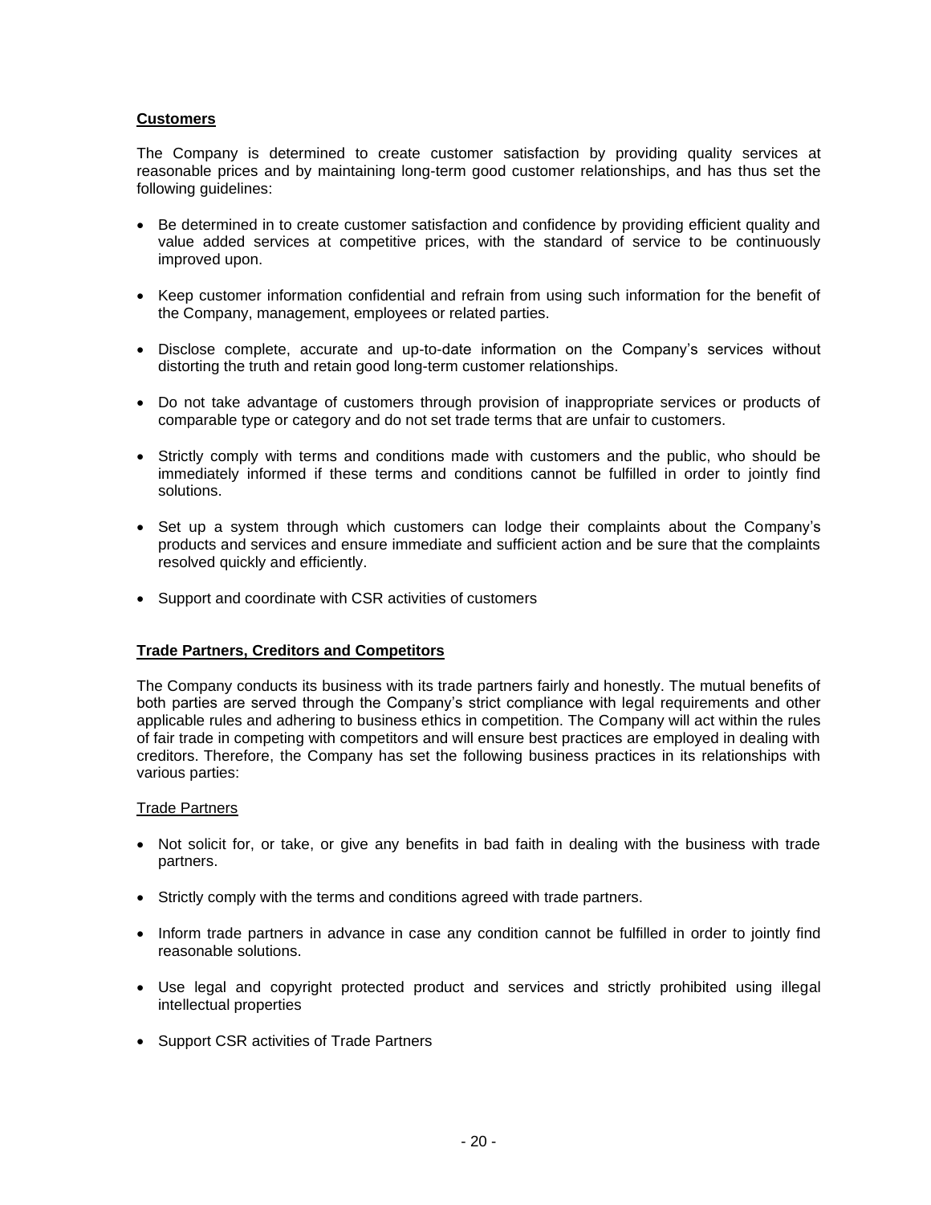**Customers**

The Company is determined to create customer satisfaction by providing quality services at reasonable prices and by maintaining long-term good customer relationships, and has thus set the following guidelines:

- Be determined in to create customer satisfaction and confidence by providing efficient quality and value added services at competitive prices, with the standard of service to be continuously improved upon.
- Keep customer information confidential and refrain from using such information for the benefit of the Company, management, employees or related parties.
- Disclose complete, accurate and up-to-date information on the Company's services without distorting the truth and retain good long-term customer relationships.
- Do not take advantage of customers through provision of inappropriate services or products of comparable type or category and do not set trade terms that are unfair to customers.
- Strictly comply with terms and conditions made with customers and the public, who should be immediately informed if these terms and conditions cannot be fulfilled in order to jointly find solutions.
- Set up a system through which customers can lodge their complaints about the Company's products and services and ensure immediate and sufficient action and be sure that the complaints resolved quickly and efficiently.
- Support and coordinate with CSR activities of customers

**Trade Partners, Creditors and Competitors**

The Company conducts its business with its trade partners fairly and honestly. The mutual benefits of both parties are served through the Company's strict compliance with legal requirements and other applicable rules and adhering to business ethics in competition. The Company will act within the rules of fair trade in competing with competitors and will ensure best practices are employed in dealing with creditors. Therefore, the Company has set the following business practices in its relationships with various parties:

Trade Partners

- Not solicit for, or take, or give any benefits in bad faith in dealing with the business with trade partners.
- Strictly comply with the terms and conditions agreed with trade partners.
- Inform trade partners in advance in case any condition cannot be fulfilled in order to jointly find reasonable solutions.
- Use legal and copyright protected product and services and strictly prohibited using illegal intellectual properties
- Support CSR activities of Trade Partners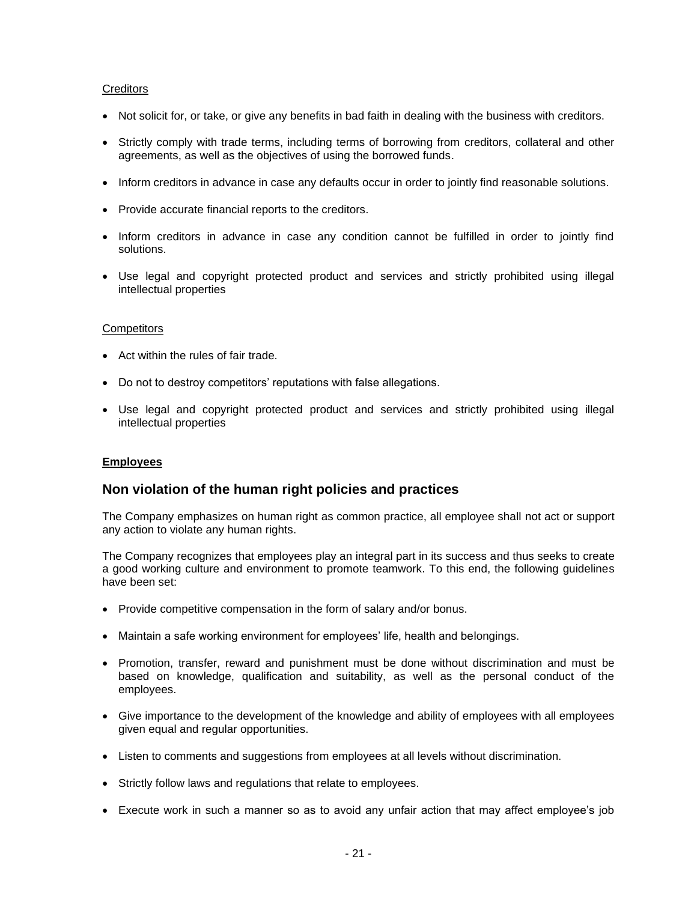<u>Creditors</u>

- Not solicit for, or take, or give any benefits in bad faith in dealing with the business with creditors.
- Strictly comply with trade terms, including terms of borrowing from creditors, collateral and other agreements, as well as the objectives of using the borrowed funds.
- Inform creditors in advance in case any defaults occur in order to jointly find reasonable solutions.
- Provide accurate financial reports to the creditors.
- Inform creditors in advance in case any condition cannot be fulfilled in order to jointly find solutions.
- Use legal and copyright protected product and services and strictly prohibited using illegal intellectual properties

<u>Competitors</u>

- Act within the rules of fair trade.
- Do not to destroy competitors' reputations with false allegations.
- Use legal and copyright protected product and services and strictly prohibited using illegal intellectual properties

**<u>Employees</u>**

## Non violation of the human right policies and practices

The Company emphasizes on human right as common practice, all employee shall not act or support any action to violate any human rights.

The Company recognizes that employees play an integral part in its success and thus seeks to create a good working culture and environment to promote teamwork. To this end, the following guidelines have been set:

- Provide competitive compensation in the form of salary and/or bonus.
- Maintain a safe working environment for employees' life, health and belongings.
- Promotion, transfer, reward and punishment must be done without discrimination and must be based on knowledge, qualification and suitability, as well as the personal conduct of the employees.
- Give importance to the development of the knowledge and ability of employees with all employees given equal and regular opportunities.
- Listen to comments and suggestions from employees at all levels without discrimination.
- Strictly follow laws and regulations that relate to employees.
- Execute work in such a manner so as to avoid any unfair action that may affect employee's job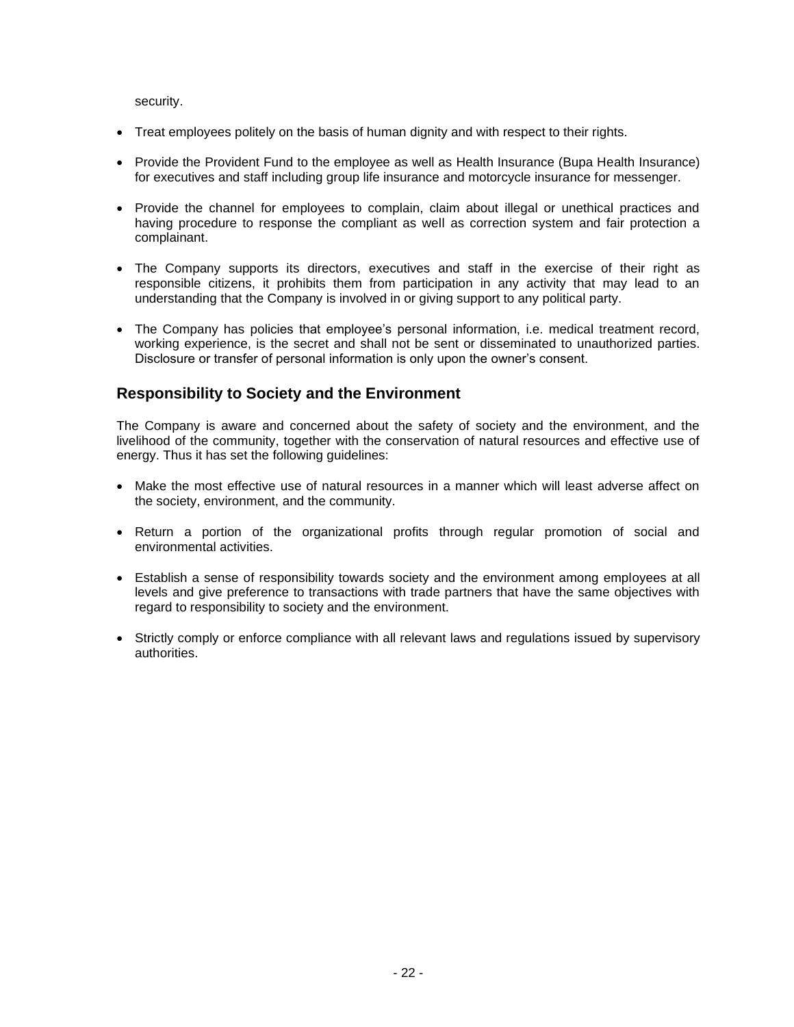security.

- Treat employees politely on the basis of human dignity and with respect to their rights.
- Provide the Provident Fund to the employee as well as Health Insurance (Bupa Health Insurance) for executives and staff including group life insurance and motorcycle insurance for messenger.
- Provide the channel for employees to complain, claim about illegal or unethical practices and having procedure to response the compliant as well as correction system and fair protection a complainant.
- The Company supports its directors, executives and staff in the exercise of their right as responsible citizens, it prohibits them from participation in any activity that may lead to an understanding that the Company is involved in or giving support to any political party.
- The Company has policies that employee's personal information, i.e. medical treatment record, working experience, is the secret and shall not be sent or disseminated to unauthorized parties. Disclosure or transfer of personal information is only upon the owner's consent.

## Responsibility to Society and the Environment

The Company is aware and concerned about the safety of society and the environment, and the livelihood of the community, together with the conservation of natural resources and effective use of energy. Thus it has set the following guidelines:

- Make the most effective use of natural resources in a manner which will least adverse affect on the society, environment, and the community.
- Return a portion of the organizational profits through regular promotion of social and environmental activities.
- Establish a sense of responsibility towards society and the environment among employees at all levels and give preference to transactions with trade partners that have the same objectives with regard to responsibility to society and the environment.
- Strictly comply or enforce compliance with all relevant laws and regulations issued by supervisory authorities.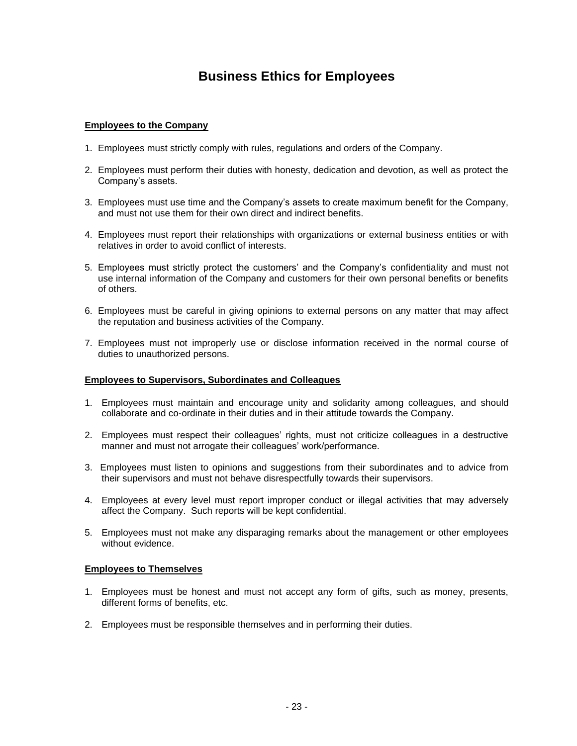# Business Ethics for Employees

## Employees to the Company

1. Employees must strictly comply with rules, regulations and orders of the Company.

2. Employees must perform their duties with honesty, dedication and devotion, as well as protect the Company's assets.

3. Employees must use time and the Company's assets to create maximum benefit for the Company, and must not use them for their own direct and indirect benefits.

4. Employees must report their relationships with organizations or external business entities or with relatives in order to avoid conflict of interests.

5. Employees must strictly protect the customers' and the Company's confidentiality and must not use internal information of the Company and customers for their own personal benefits or benefits of others.

6. Employees must be careful in giving opinions to external persons on any matter that may affect the reputation and business activities of the Company.

7. Employees must not improperly use or disclose information received in the normal course of duties to unauthorized persons.

## Employees to Supervisors, Subordinates and Colleagues

1. Employees must maintain and encourage unity and solidarity among colleagues, and should collaborate and co-ordinate in their duties and in their attitude towards the Company.

2. Employees must respect their colleagues' rights, must not criticize colleagues in a destructive manner and must not arrogate their colleagues' work/performance.

3. Employees must listen to opinions and suggestions from their subordinates and to advice from their supervisors and must not behave disrespectfully towards their supervisors.

4. Employees at every level must report improper conduct or illegal activities that may adversely affect the Company. Such reports will be kept confidential.

5. Employees must not make any disparaging remarks about the management or other employees without evidence.

## Employees to Themselves

1. Employees must be honest and must not accept any form of gifts, such as money, presents, different forms of benefits, etc.

2. Employees must be responsible themselves and in performing their duties.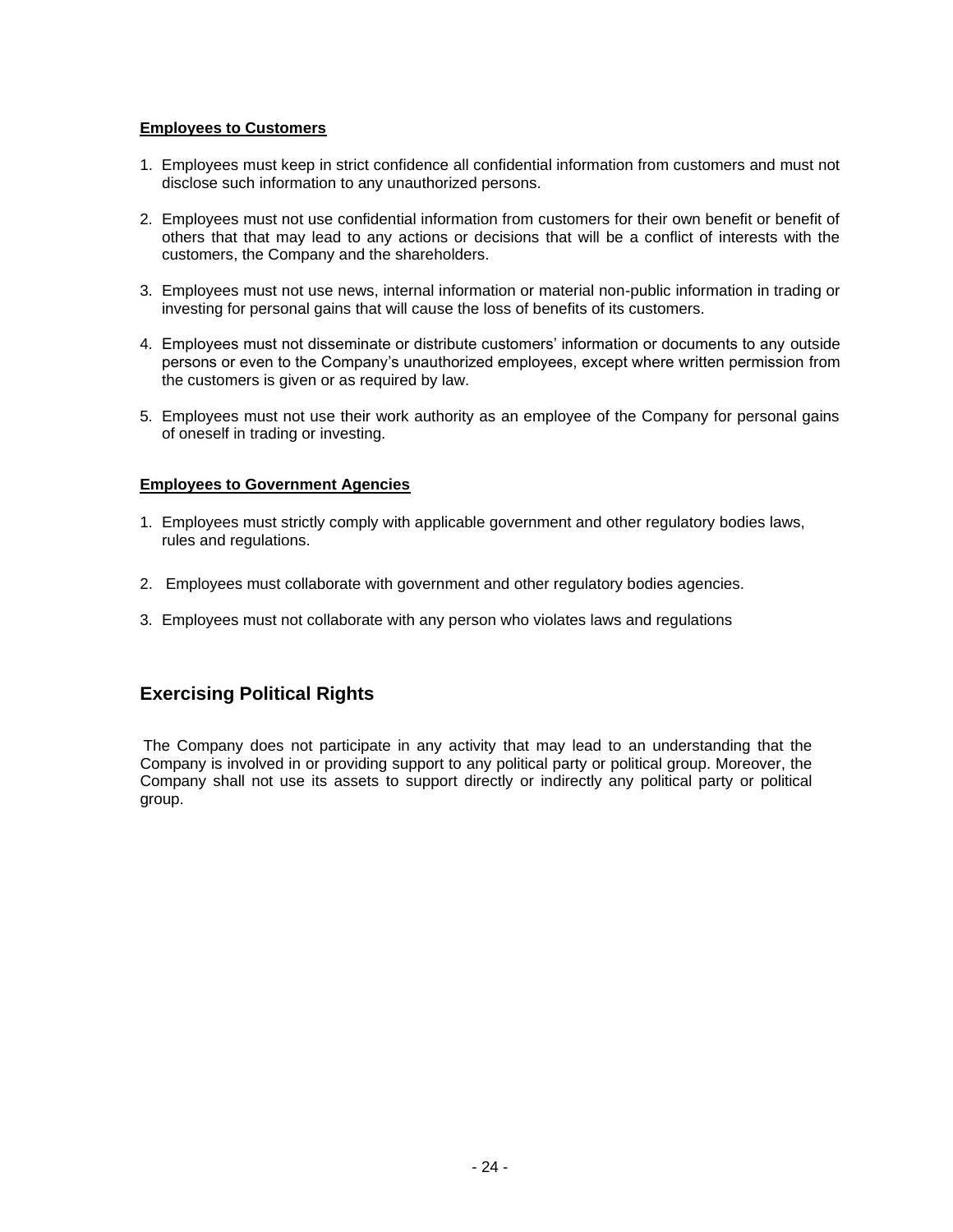**Employees to Customers**

1. Employees must keep in strict confidence all confidential information from customers and must not disclose such information to any unauthorized persons.

2. Employees must not use confidential information from customers for their own benefit or benefit of others that that may lead to any actions or decisions that will be a conflict of interests with the customers, the Company and the shareholders.

3. Employees must not use news, internal information or material non-public information in trading or investing for personal gains that will cause the loss of benefits of its customers.

4. Employees must not disseminate or distribute customers' information or documents to any outside persons or even to the Company's unauthorized employees, except where written permission from the customers is given or as required by law.

5. Employees must not use their work authority as an employee of the Company for personal gains of oneself in trading or investing.

**Employees to Government Agencies**

1. Employees must strictly comply with applicable government and other regulatory bodies laws, rules and regulations.

2. Employees must collaborate with government and other regulatory bodies agencies.

3. Employees must not collaborate with any person who violates laws and regulations

## Exercising Political Rights

The Company does not participate in any activity that may lead to an understanding that the Company is involved in or providing support to any political party or political group. Moreover, the Company shall not use its assets to support directly or indirectly any political party or political group.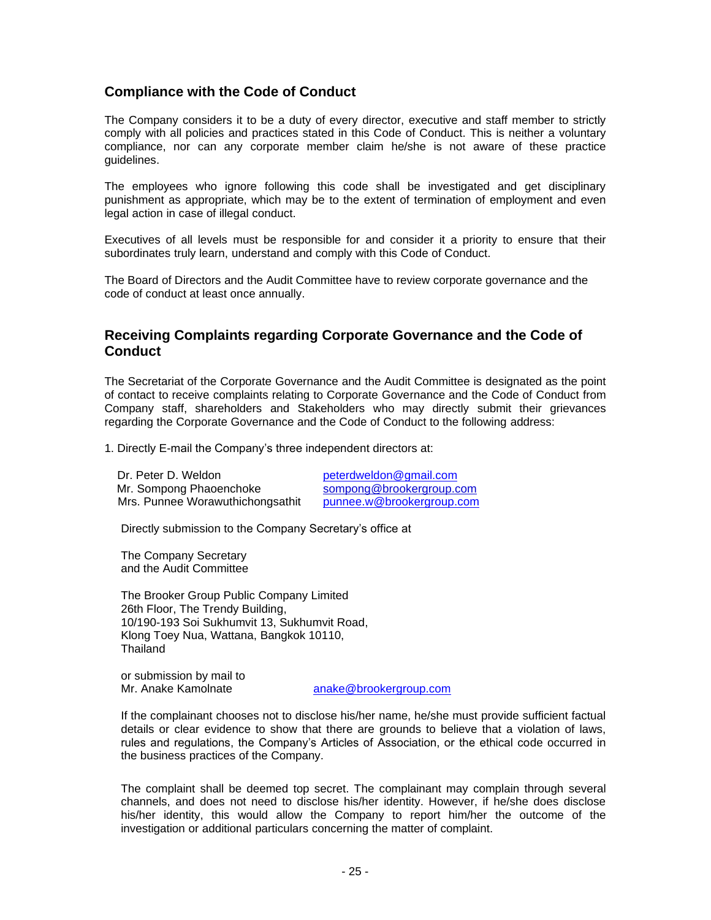## Compliance with the Code of Conduct

The Company considers it to be a duty of every director, executive and staff member to strictly comply with all policies and practices stated in this Code of Conduct. This is neither a voluntary compliance, nor can any corporate member claim he/she is not aware of these practice guidelines.

The employees who ignore following this code shall be investigated and get disciplinary punishment as appropriate, which may be to the extent of termination of employment and even legal action in case of illegal conduct.

Executives of all levels must be responsible for and consider it a priority to ensure that their subordinates truly learn, understand and comply with this Code of Conduct.

The Board of Directors and the Audit Committee have to review corporate governance and the code of conduct at least once annually.

## Receiving Complaints regarding Corporate Governance and the Code of Conduct

The Secretariat of the Corporate Governance and the Audit Committee is designated as the point of contact to receive complaints relating to Corporate Governance and the Code of Conduct from Company staff, shareholders and Stakeholders who may directly submit their grievances regarding the Corporate Governance and the Code of Conduct to the following address:

1. Directly E-mail the Company's three independent directors at:

| | |
|---|---|
| Dr. Peter D. Weldon | peterdweldon@gmail.com |
| Mr. Sompong Phaoenchoke | sompong@brookergroup.com |
| Mrs. Punnee Worawuthichongsathit | punnee.w@brookergroup.com |

Directly submission to the Company Secretary's office at

The Company Secretary
and the Audit Committee

The Brooker Group Public Company Limited
26th Floor, The Trendy Building,
10/190-193 Soi Sukhumvit 13, Sukhumvit Road,
Klong Toey Nua, Wattana, Bangkok 10110,
Thailand

or submission by mail to
Mr. Anake Kamolnate anake@brookergroup.com

If the complainant chooses not to disclose his/her name, he/she must provide sufficient factual details or clear evidence to show that there are grounds to believe that a violation of laws, rules and regulations, the Company's Articles of Association, or the ethical code occurred in the business practices of the Company.

The complaint shall be deemed top secret. The complainant may complain through several channels, and does not need to disclose his/her identity. However, if he/she does disclose his/her identity, this would allow the Company to report him/her the outcome of the investigation or additional particulars concerning the matter of complaint.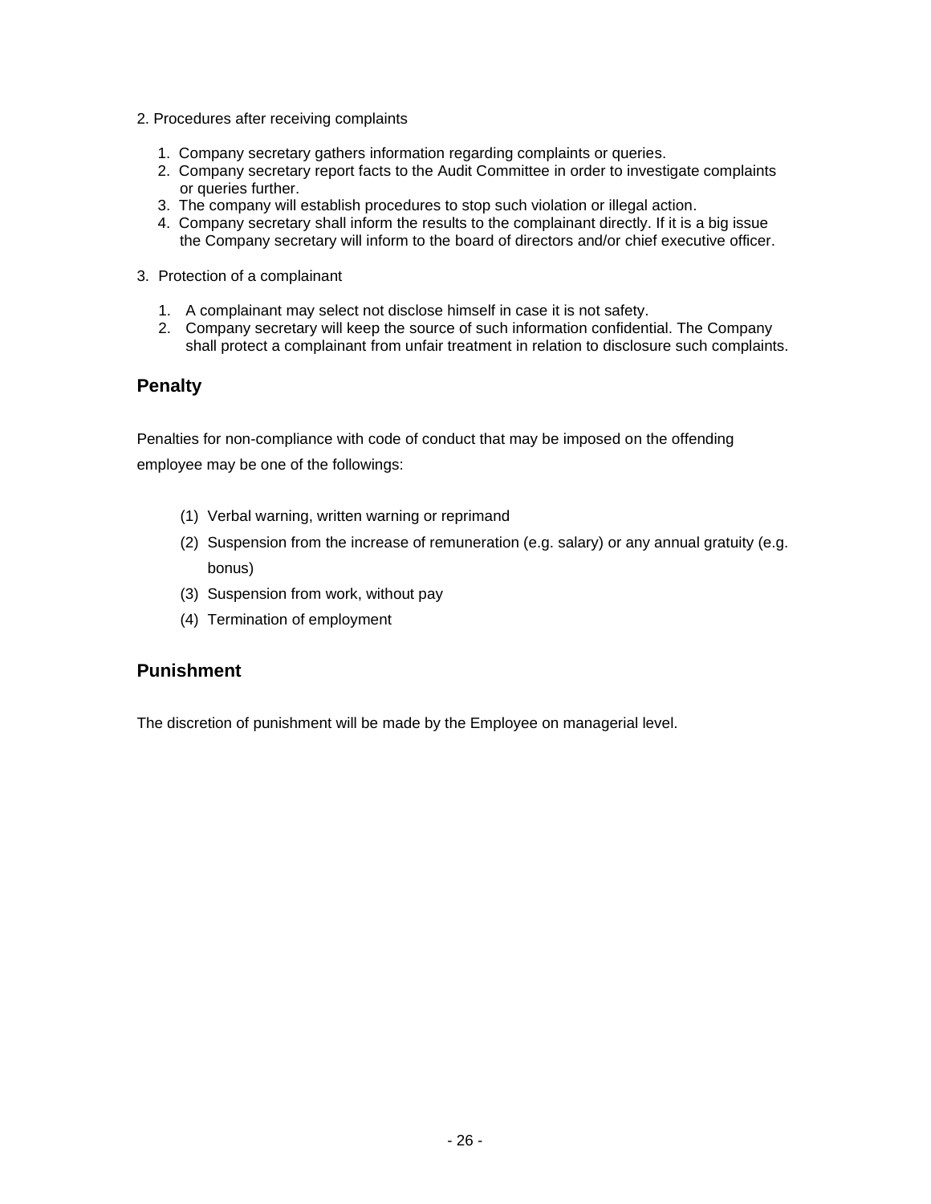2. Procedures after receiving complaints

1. Company secretary gathers information regarding complaints or queries.
2. Company secretary report facts to the Audit Committee in order to investigate complaints or queries further.
3. The company will establish procedures to stop such violation or illegal action.
4. Company secretary shall inform the results to the complainant directly. If it is a big issue the Company secretary will inform to the board of directors and/or chief executive officer.

3. Protection of a complainant

1. A complainant may select not disclose himself in case it is not safety.
2. Company secretary will keep the source of such information confidential. The Company shall protect a complainant from unfair treatment in relation to disclosure such complaints.

## Penalty

Penalties for non-compliance with code of conduct that may be imposed on the offending employee may be one of the followings:

(1) Verbal warning, written warning or reprimand
(2) Suspension from the increase of remuneration (e.g. salary) or any annual gratuity (e.g. bonus)
(3) Suspension from work, without pay
(4) Termination of employment

## Punishment

The discretion of punishment will be made by the Employee on managerial level.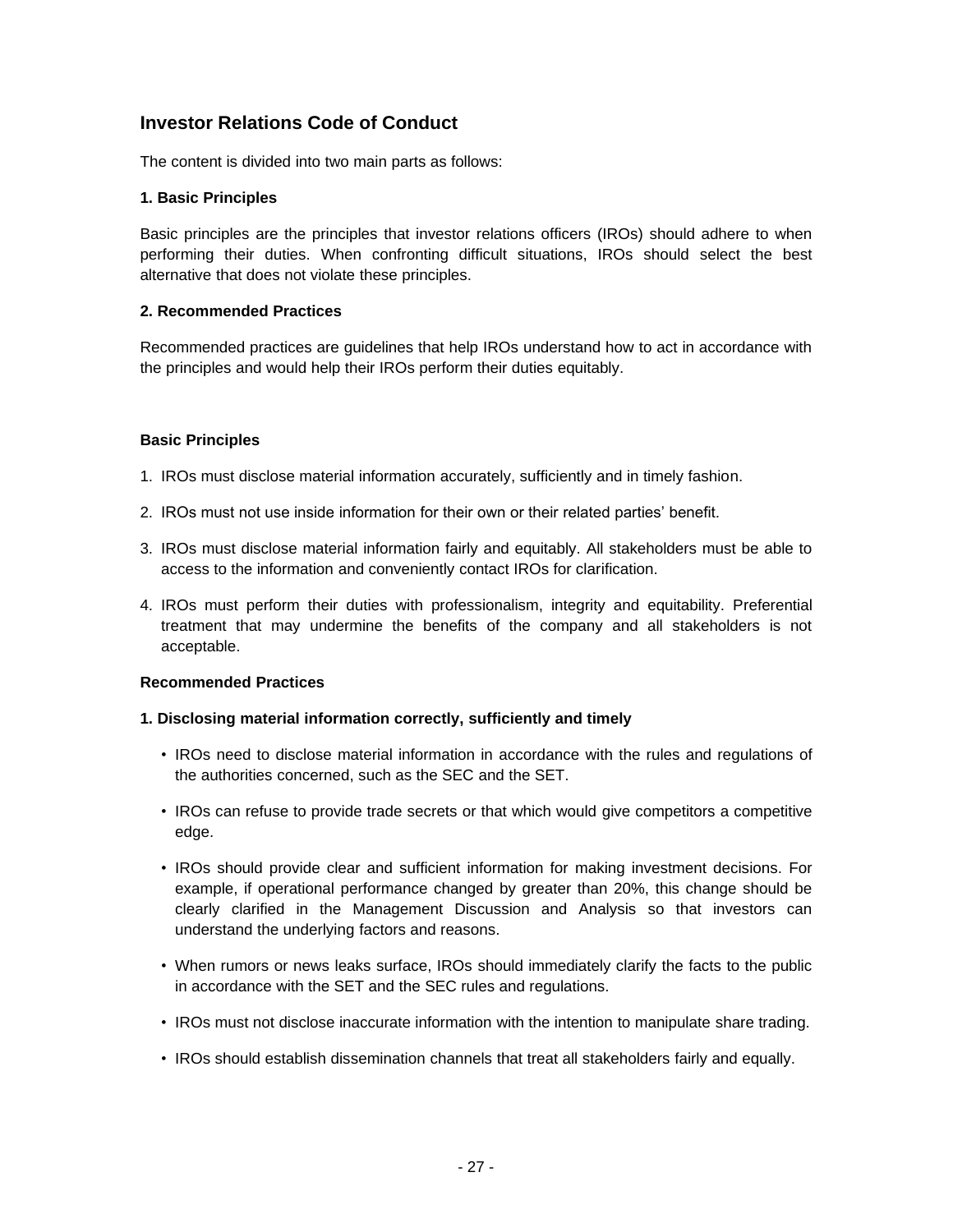## Investor Relations Code of Conduct

The content is divided into two main parts as follows:

**1. Basic Principles**

Basic principles are the principles that investor relations officers (IROs) should adhere to when performing their duties. When confronting difficult situations, IROs should select the best alternative that does not violate these principles.

**2. Recommended Practices**

Recommended practices are guidelines that help IROs understand how to act in accordance with the principles and would help their IROs perform their duties equitably.

**Basic Principles**

1. IROs must disclose material information accurately, sufficiently and in timely fashion.
2. IROs must not use inside information for their own or their related parties' benefit.
3. IROs must disclose material information fairly and equitably. All stakeholders must be able to access to the information and conveniently contact IROs for clarification.
4. IROs must perform their duties with professionalism, integrity and equitability. Preferential treatment that may undermine the benefits of the company and all stakeholders is not acceptable.

**Recommended Practices**

**1. Disclosing material information correctly, sufficiently and timely**

- IROs need to disclose material information in accordance with the rules and regulations of the authorities concerned, such as the SEC and the SET.
- IROs can refuse to provide trade secrets or that which would give competitors a competitive edge.
- IROs should provide clear and sufficient information for making investment decisions. For example, if operational performance changed by greater than 20%, this change should be clearly clarified in the Management Discussion and Analysis so that investors can understand the underlying factors and reasons.
- When rumors or news leaks surface, IROs should immediately clarify the facts to the public in accordance with the SET and the SEC rules and regulations.
- IROs must not disclose inaccurate information with the intention to manipulate share trading.
- IROs should establish dissemination channels that treat all stakeholders fairly and equally.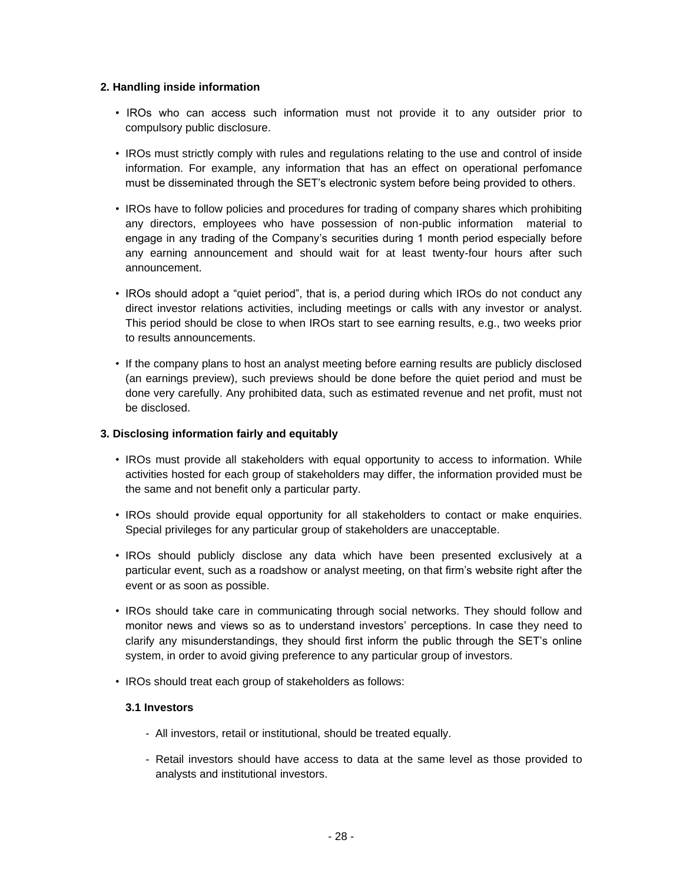**2. Handling inside information**

- IROs who can access such information must not provide it to any outsider prior to compulsory public disclosure.
- IROs must strictly comply with rules and regulations relating to the use and control of inside information. For example, any information that has an effect on operational perfomance must be disseminated through the SET's electronic system before being provided to others.
- IROs have to follow policies and procedures for trading of company shares which prohibiting any directors, employees who have possession of non-public information material to engage in any trading of the Company's securities during 1 month period especially before any earning announcement and should wait for at least twenty-four hours after such announcement.
- IROs should adopt a "quiet period", that is, a period during which IROs do not conduct any direct investor relations activities, including meetings or calls with any investor or analyst. This period should be close to when IROs start to see earning results, e.g., two weeks prior to results announcements.
- If the company plans to host an analyst meeting before earning results are publicly disclosed (an earnings preview), such previews should be done before the quiet period and must be done very carefully. Any prohibited data, such as estimated revenue and net profit, must not be disclosed.

**3. Disclosing information fairly and equitably**

- IROs must provide all stakeholders with equal opportunity to access to information. While activities hosted for each group of stakeholders may differ, the information provided must be the same and not benefit only a particular party.
- IROs should provide equal opportunity for all stakeholders to contact or make enquiries. Special privileges for any particular group of stakeholders are unacceptable.
- IROs should publicly disclose any data which have been presented exclusively at a particular event, such as a roadshow or analyst meeting, on that firm's website right after the event or as soon as possible.
- IROs should take care in communicating through social networks. They should follow and monitor news and views so as to understand investors' perceptions. In case they need to clarify any misunderstandings, they should first inform the public through the SET's online system, in order to avoid giving preference to any particular group of investors.
- IROs should treat each group of stakeholders as follows:

**3.1 Investors**

- All investors, retail or institutional, should be treated equally.
- Retail investors should have access to data at the same level as those provided to analysts and institutional investors.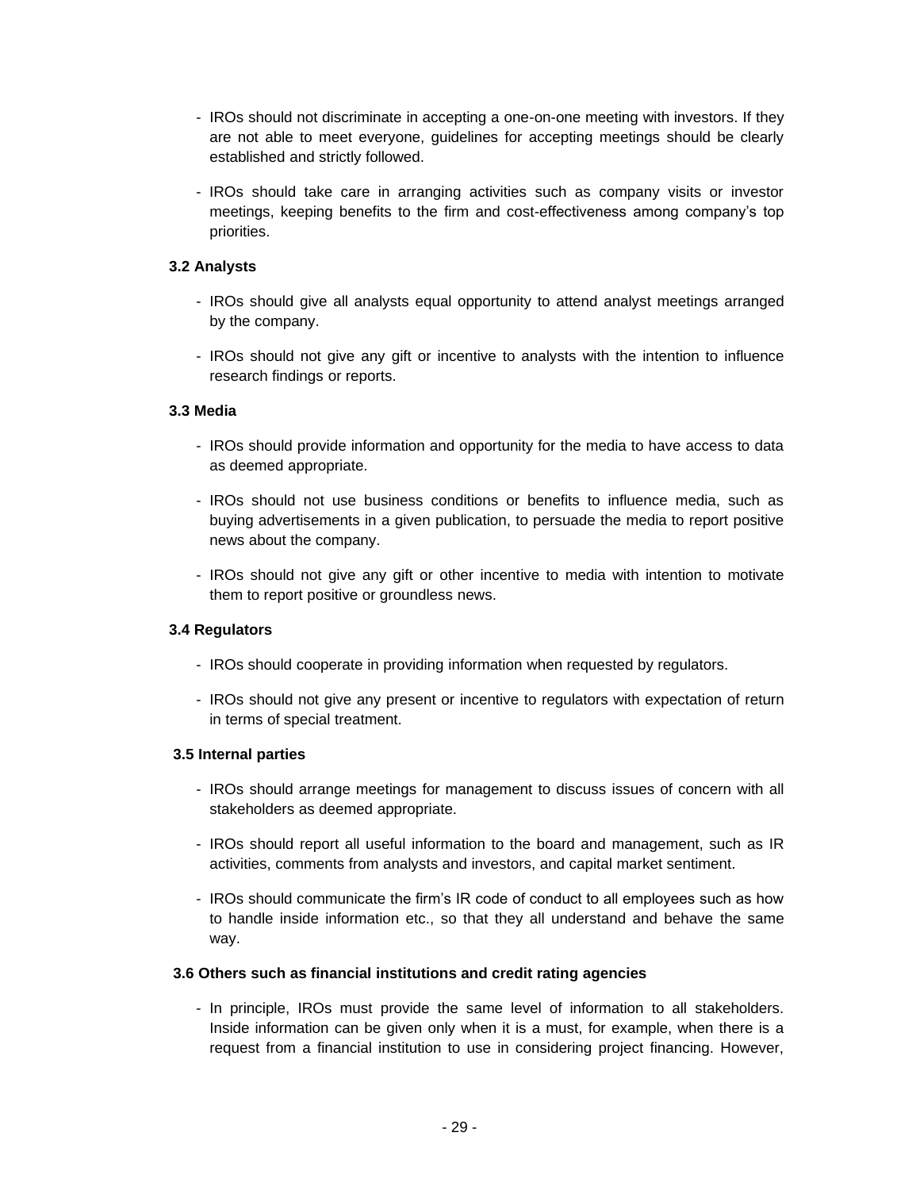- IROs should not discriminate in accepting a one-on-one meeting with investors. If they are not able to meet everyone, guidelines for accepting meetings should be clearly established and strictly followed.

- IROs should take care in arranging activities such as company visits or investor meetings, keeping benefits to the firm and cost-effectiveness among company's top priorities.

### 3.2 Analysts

- IROs should give all analysts equal opportunity to attend analyst meetings arranged by the company.

- IROs should not give any gift or incentive to analysts with the intention to influence research findings or reports.

### 3.3 Media

- IROs should provide information and opportunity for the media to have access to data as deemed appropriate.

- IROs should not use business conditions or benefits to influence media, such as buying advertisements in a given publication, to persuade the media to report positive news about the company.

- IROs should not give any gift or other incentive to media with intention to motivate them to report positive or groundless news.

### 3.4 Regulators

- IROs should cooperate in providing information when requested by regulators.

- IROs should not give any present or incentive to regulators with expectation of return in terms of special treatment.

### 3.5 Internal parties

- IROs should arrange meetings for management to discuss issues of concern with all stakeholders as deemed appropriate.

- IROs should report all useful information to the board and management, such as IR activities, comments from analysts and investors, and capital market sentiment.

- IROs should communicate the firm's IR code of conduct to all employees such as how to handle inside information etc., so that they all understand and behave the same way.

### 3.6 Others such as financial institutions and credit rating agencies

- In principle, IROs must provide the same level of information to all stakeholders. Inside information can be given only when it is a must, for example, when there is a request from a financial institution to use in considering project financing. However,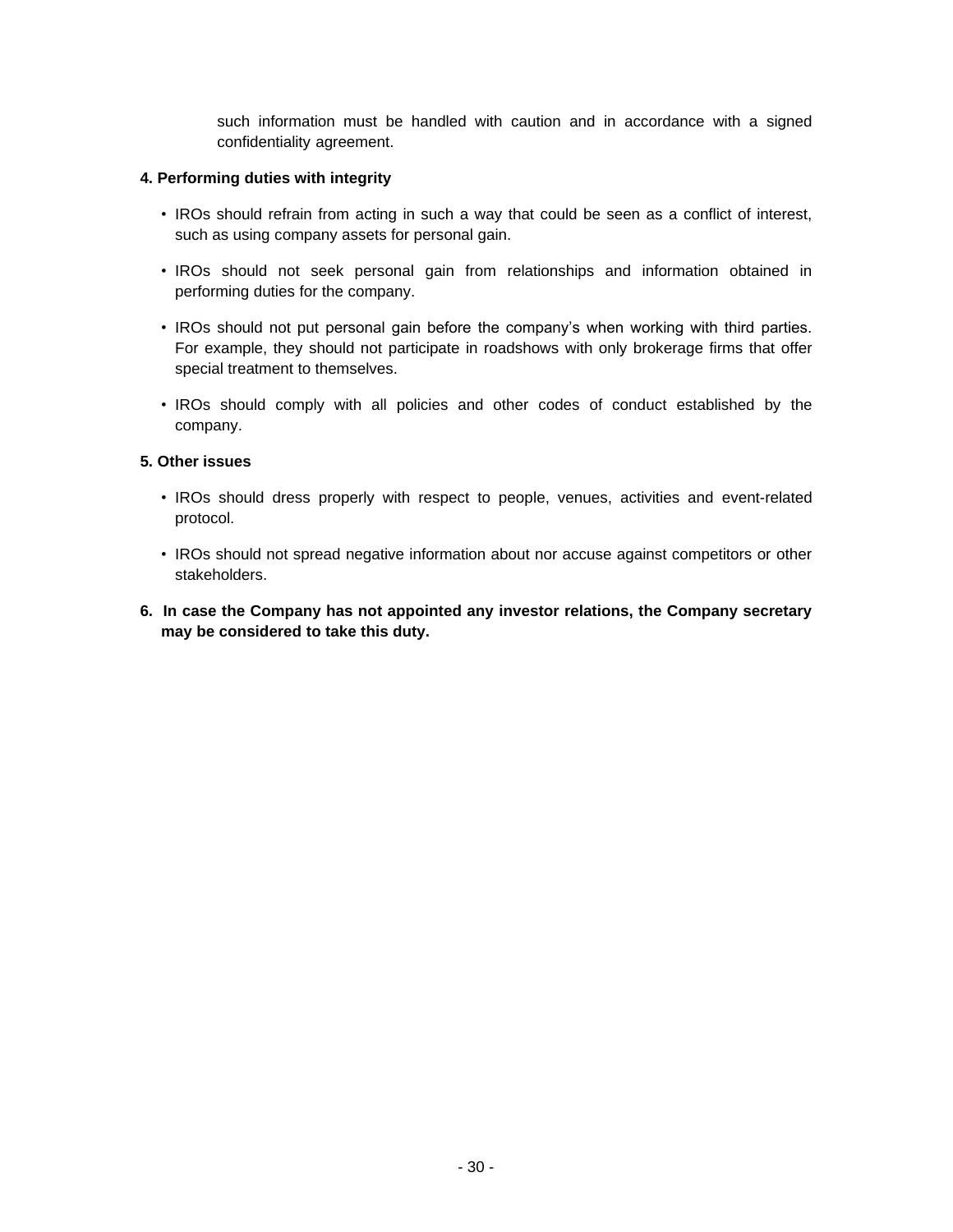such information must be handled with caution and in accordance with a signed confidentiality agreement.

**4. Performing duties with integrity**

- IROs should refrain from acting in such a way that could be seen as a conflict of interest, such as using company assets for personal gain.
- IROs should not seek personal gain from relationships and information obtained in performing duties for the company.
- IROs should not put personal gain before the company's when working with third parties. For example, they should not participate in roadshows with only brokerage firms that offer special treatment to themselves.
- IROs should comply with all policies and other codes of conduct established by the company.

**5. Other issues**

- IROs should dress properly with respect to people, venues, activities and event-related protocol.
- IROs should not spread negative information about nor accuse against competitors or other stakeholders.

**6. In case the Company has not appointed any investor relations, the Company secretary may be considered to take this duty.**